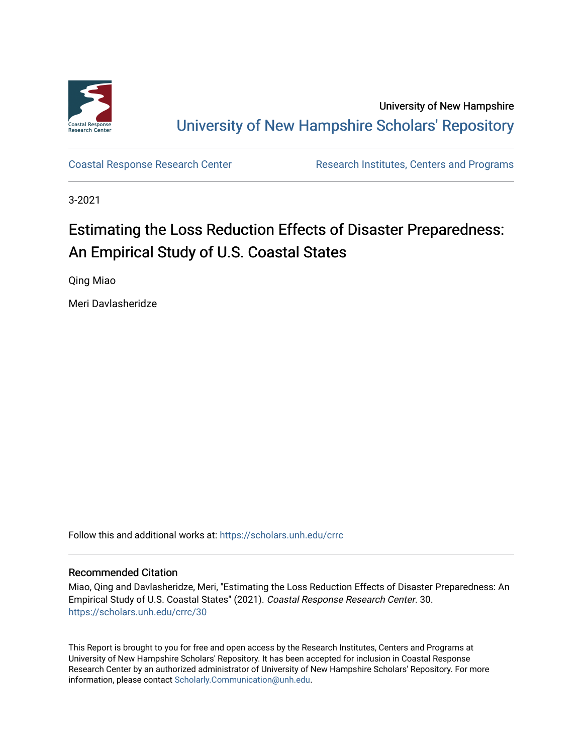University of New Hampshire

University of New Hampshire Scholars' Repository

Coastal Response Research Center

Research Institutes, Centers and Programs

3-2021

# Estimating the Loss Reduction Effects of Disaster Preparedness: An Empirical Study of U.S. Coastal States

Qing Miao

Meri Davlasheridze

Follow this and additional works at: https://scholars.unh.edu/crrc

## Recommended Citation

Miao, Qing and Davlasheridze, Meri, "Estimating the Loss Reduction Effects of Disaster Preparedness: An Empirical Study of U.S. Coastal States" (2021). *Coastal Response Research Center*. 30.
https://scholars.unh.edu/crrc/30

This Report is brought to you for free and open access by the Research Institutes, Centers and Programs at University of New Hampshire Scholars' Repository. It has been accepted for inclusion in Coastal Response Research Center by an authorized administrator of University of New Hampshire Scholars' Repository. For more information, please contact Scholarly.Communication@unh.edu.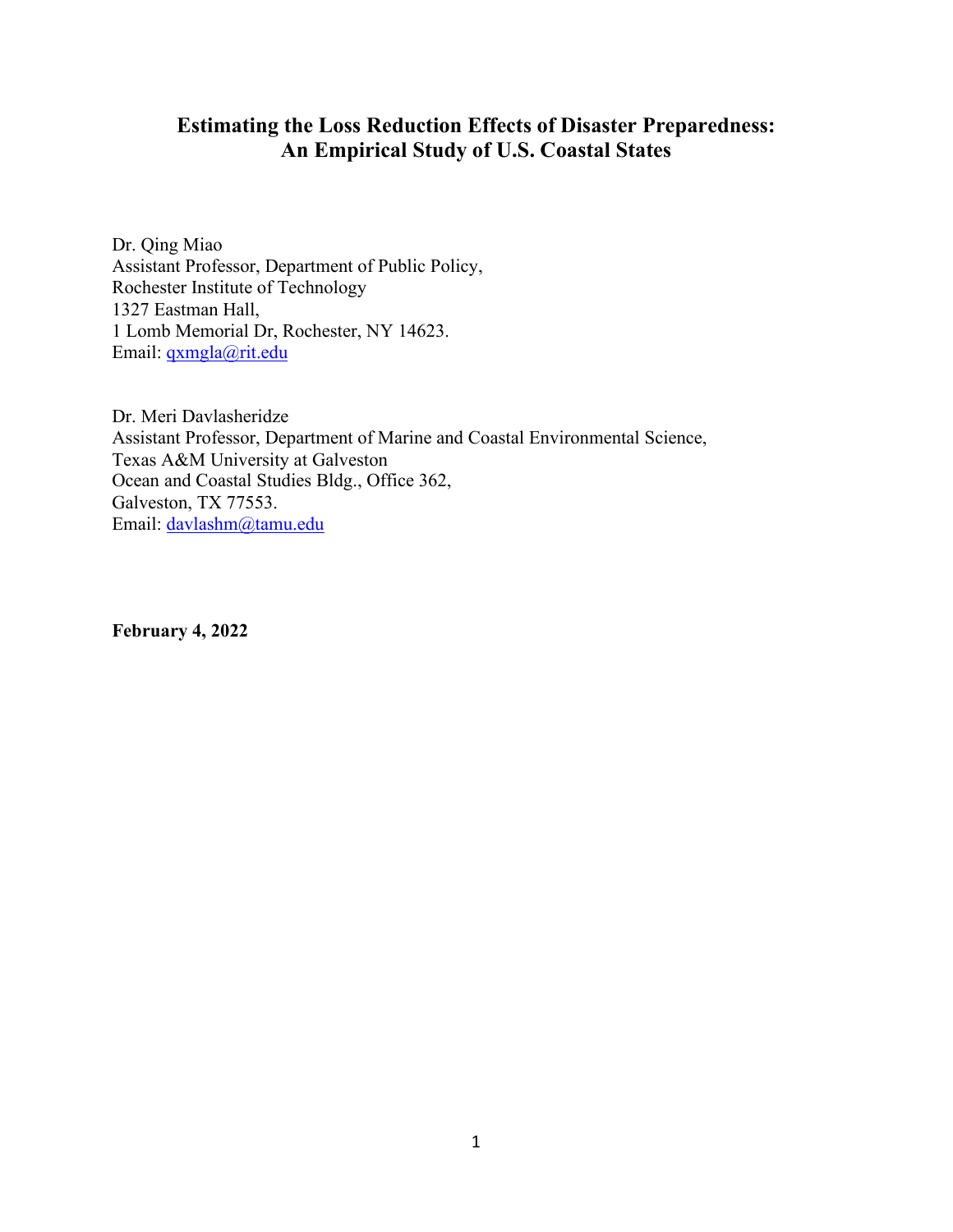# Estimating the Loss Reduction Effects of Disaster Preparedness: An Empirical Study of U.S. Coastal States

Dr. Qing Miao
Assistant Professor, Department of Public Policy,
Rochester Institute of Technology
1327 Eastman Hall,
1 Lomb Memorial Dr, Rochester, NY 14623.
Email: qxmgla@rit.edu

Dr. Meri Davlasheridze
Assistant Professor, Department of Marine and Coastal Environmental Science,
Texas A&M University at Galveston
Ocean and Coastal Studies Bldg., Office 362,
Galveston, TX 77553.
Email: davlashm@tamu.edu

**February 4, 2022**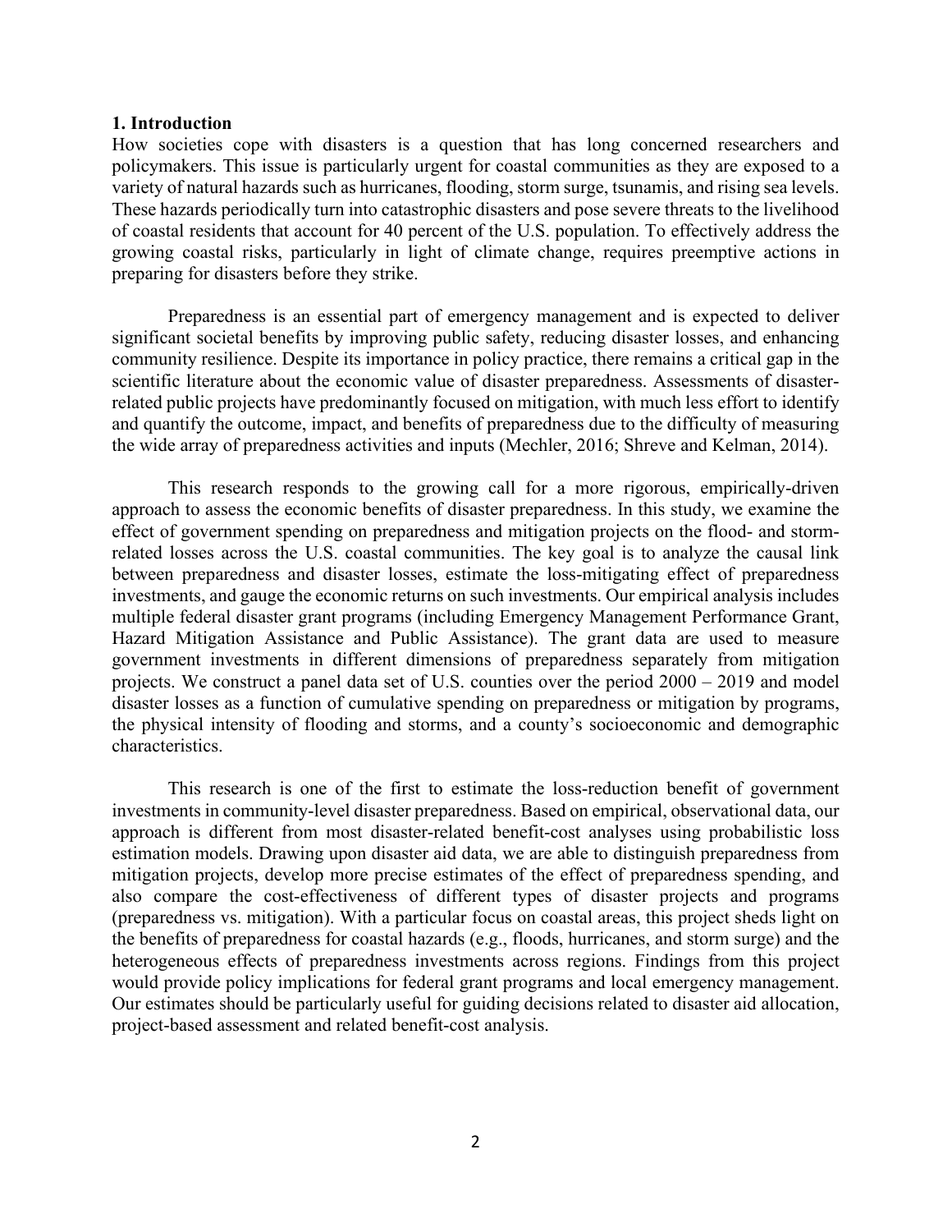## 1. Introduction

How societies cope with disasters is a question that has long concerned researchers and policymakers. This issue is particularly urgent for coastal communities as they are exposed to a variety of natural hazards such as hurricanes, flooding, storm surge, tsunamis, and rising sea levels. These hazards periodically turn into catastrophic disasters and pose severe threats to the livelihood of coastal residents that account for 40 percent of the U.S. population. To effectively address the growing coastal risks, particularly in light of climate change, requires preemptive actions in preparing for disasters before they strike.

Preparedness is an essential part of emergency management and is expected to deliver significant societal benefits by improving public safety, reducing disaster losses, and enhancing community resilience. Despite its importance in policy practice, there remains a critical gap in the scientific literature about the economic value of disaster preparedness. Assessments of disaster-related public projects have predominantly focused on mitigation, with much less effort to identify and quantify the outcome, impact, and benefits of preparedness due to the difficulty of measuring the wide array of preparedness activities and inputs (Mechler, 2016; Shreve and Kelman, 2014).

This research responds to the growing call for a more rigorous, empirically-driven approach to assess the economic benefits of disaster preparedness. In this study, we examine the effect of government spending on preparedness and mitigation projects on the flood- and storm-related losses across the U.S. coastal communities. The key goal is to analyze the causal link between preparedness and disaster losses, estimate the loss-mitigating effect of preparedness investments, and gauge the economic returns on such investments. Our empirical analysis includes multiple federal disaster grant programs (including Emergency Management Performance Grant, Hazard Mitigation Assistance and Public Assistance). The grant data are used to measure government investments in different dimensions of preparedness separately from mitigation projects. We construct a panel data set of U.S. counties over the period 2000 – 2019 and model disaster losses as a function of cumulative spending on preparedness or mitigation by programs, the physical intensity of flooding and storms, and a county's socioeconomic and demographic characteristics.

This research is one of the first to estimate the loss-reduction benefit of government investments in community-level disaster preparedness. Based on empirical, observational data, our approach is different from most disaster-related benefit-cost analyses using probabilistic loss estimation models. Drawing upon disaster aid data, we are able to distinguish preparedness from mitigation projects, develop more precise estimates of the effect of preparedness spending, and also compare the cost-effectiveness of different types of disaster projects and programs (preparedness vs. mitigation). With a particular focus on coastal areas, this project sheds light on the benefits of preparedness for coastal hazards (e.g., floods, hurricanes, and storm surge) and the heterogeneous effects of preparedness investments across regions. Findings from this project would provide policy implications for federal grant programs and local emergency management. Our estimates should be particularly useful for guiding decisions related to disaster aid allocation, project-based assessment and related benefit-cost analysis.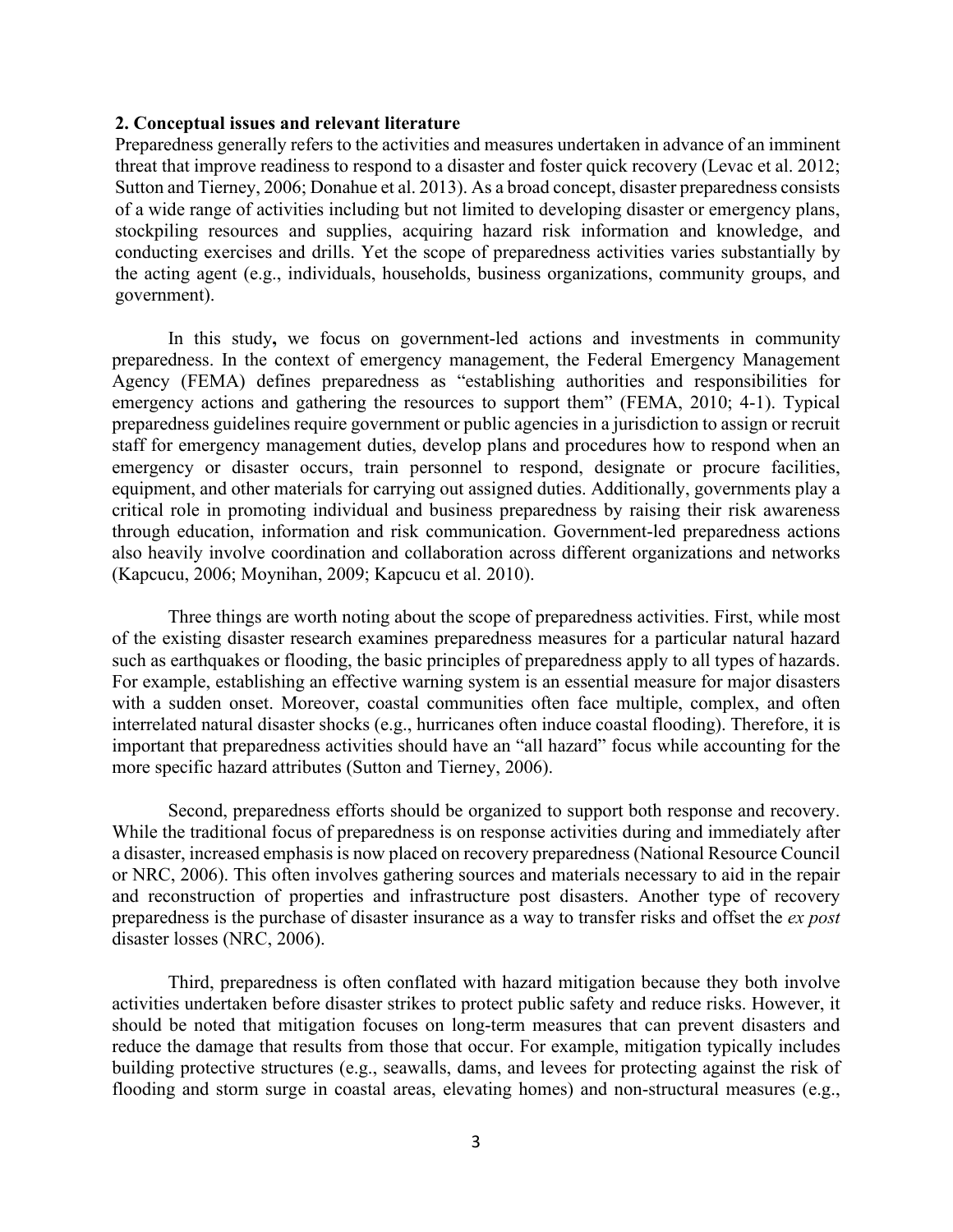## 2. Conceptual issues and relevant literature

Preparedness generally refers to the activities and measures undertaken in advance of an imminent threat that improve readiness to respond to a disaster and foster quick recovery (Levac et al. 2012; Sutton and Tierney, 2006; Donahue et al. 2013). As a broad concept, disaster preparedness consists of a wide range of activities including but not limited to developing disaster or emergency plans, stockpiling resources and supplies, acquiring hazard risk information and knowledge, and conducting exercises and drills. Yet the scope of preparedness activities varies substantially by the acting agent (e.g., individuals, households, business organizations, community groups, and government).

In this study**,** we focus on government-led actions and investments in community preparedness. In the context of emergency management, the Federal Emergency Management Agency (FEMA) defines preparedness as "establishing authorities and responsibilities for emergency actions and gathering the resources to support them" (FEMA, 2010; 4-1). Typical preparedness guidelines require government or public agencies in a jurisdiction to assign or recruit staff for emergency management duties, develop plans and procedures how to respond when an emergency or disaster occurs, train personnel to respond, designate or procure facilities, equipment, and other materials for carrying out assigned duties. Additionally, governments play a critical role in promoting individual and business preparedness by raising their risk awareness through education, information and risk communication. Government-led preparedness actions also heavily involve coordination and collaboration across different organizations and networks (Kapcucu, 2006; Moynihan, 2009; Kapcucu et al. 2010).

Three things are worth noting about the scope of preparedness activities. First, while most of the existing disaster research examines preparedness measures for a particular natural hazard such as earthquakes or flooding, the basic principles of preparedness apply to all types of hazards. For example, establishing an effective warning system is an essential measure for major disasters with a sudden onset. Moreover, coastal communities often face multiple, complex, and often interrelated natural disaster shocks (e.g., hurricanes often induce coastal flooding). Therefore, it is important that preparedness activities should have an "all hazard" focus while accounting for the more specific hazard attributes (Sutton and Tierney, 2006).

Second, preparedness efforts should be organized to support both response and recovery. While the traditional focus of preparedness is on response activities during and immediately after a disaster, increased emphasis is now placed on recovery preparedness (National Resource Council or NRC, 2006). This often involves gathering sources and materials necessary to aid in the repair and reconstruction of properties and infrastructure post disasters. Another type of recovery preparedness is the purchase of disaster insurance as a way to transfer risks and offset the *ex post* disaster losses (NRC, 2006).

Third, preparedness is often conflated with hazard mitigation because they both involve activities undertaken before disaster strikes to protect public safety and reduce risks. However, it should be noted that mitigation focuses on long-term measures that can prevent disasters and reduce the damage that results from those that occur. For example, mitigation typically includes building protective structures (e.g., seawalls, dams, and levees for protecting against the risk of flooding and storm surge in coastal areas, elevating homes) and non-structural measures (e.g.,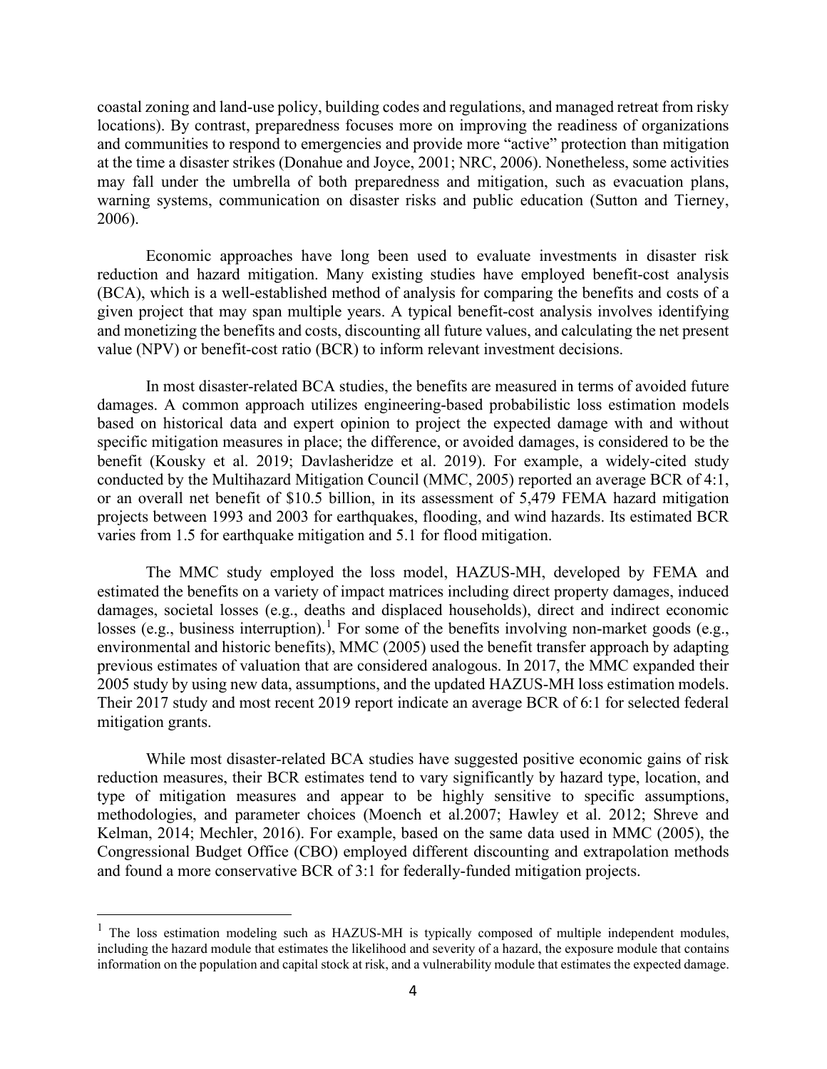coastal zoning and land-use policy, building codes and regulations, and managed retreat from risky locations). By contrast, preparedness focuses more on improving the readiness of organizations and communities to respond to emergencies and provide more "active" protection than mitigation at the time a disaster strikes (Donahue and Joyce, 2001; NRC, 2006). Nonetheless, some activities may fall under the umbrella of both preparedness and mitigation, such as evacuation plans, warning systems, communication on disaster risks and public education (Sutton and Tierney, 2006).

Economic approaches have long been used to evaluate investments in disaster risk reduction and hazard mitigation. Many existing studies have employed benefit-cost analysis (BCA), which is a well-established method of analysis for comparing the benefits and costs of a given project that may span multiple years. A typical benefit-cost analysis involves identifying and monetizing the benefits and costs, discounting all future values, and calculating the net present value (NPV) or benefit-cost ratio (BCR) to inform relevant investment decisions.

In most disaster-related BCA studies, the benefits are measured in terms of avoided future damages. A common approach utilizes engineering-based probabilistic loss estimation models based on historical data and expert opinion to project the expected damage with and without specific mitigation measures in place; the difference, or avoided damages, is considered to be the benefit (Kousky et al. 2019; Davlasheridze et al. 2019). For example, a widely-cited study conducted by the Multihazard Mitigation Council (MMC, 2005) reported an average BCR of 4:1, or an overall net benefit of $10.5 billion, in its assessment of 5,479 FEMA hazard mitigation projects between 1993 and 2003 for earthquakes, flooding, and wind hazards. Its estimated BCR varies from 1.5 for earthquake mitigation and 5.1 for flood mitigation.

The MMC study employed the loss model, HAZUS-MH, developed by FEMA and estimated the benefits on a variety of impact matrices including direct property damages, induced damages, societal losses (e.g., deaths and displaced households), direct and indirect economic losses (e.g., business interruption).[1] For some of the benefits involving non-market goods (e.g., environmental and historic benefits), MMC (2005) used the benefit transfer approach by adapting previous estimates of valuation that are considered analogous. In 2017, the MMC expanded their 2005 study by using new data, assumptions, and the updated HAZUS-MH loss estimation models. Their 2017 study and most recent 2019 report indicate an average BCR of 6:1 for selected federal mitigation grants.

While most disaster-related BCA studies have suggested positive economic gains of risk reduction measures, their BCR estimates tend to vary significantly by hazard type, location, and type of mitigation measures and appear to be highly sensitive to specific assumptions, methodologies, and parameter choices (Moench et al.2007; Hawley et al. 2012; Shreve and Kelman, 2014; Mechler, 2016). For example, based on the same data used in MMC (2005), the Congressional Budget Office (CBO) employed different discounting and extrapolation methods and found a more conservative BCR of 3:1 for federally-funded mitigation projects.

[1] The loss estimation modeling such as HAZUS-MH is typically composed of multiple independent modules, including the hazard module that estimates the likelihood and severity of a hazard, the exposure module that contains information on the population and capital stock at risk, and a vulnerability module that estimates the expected damage.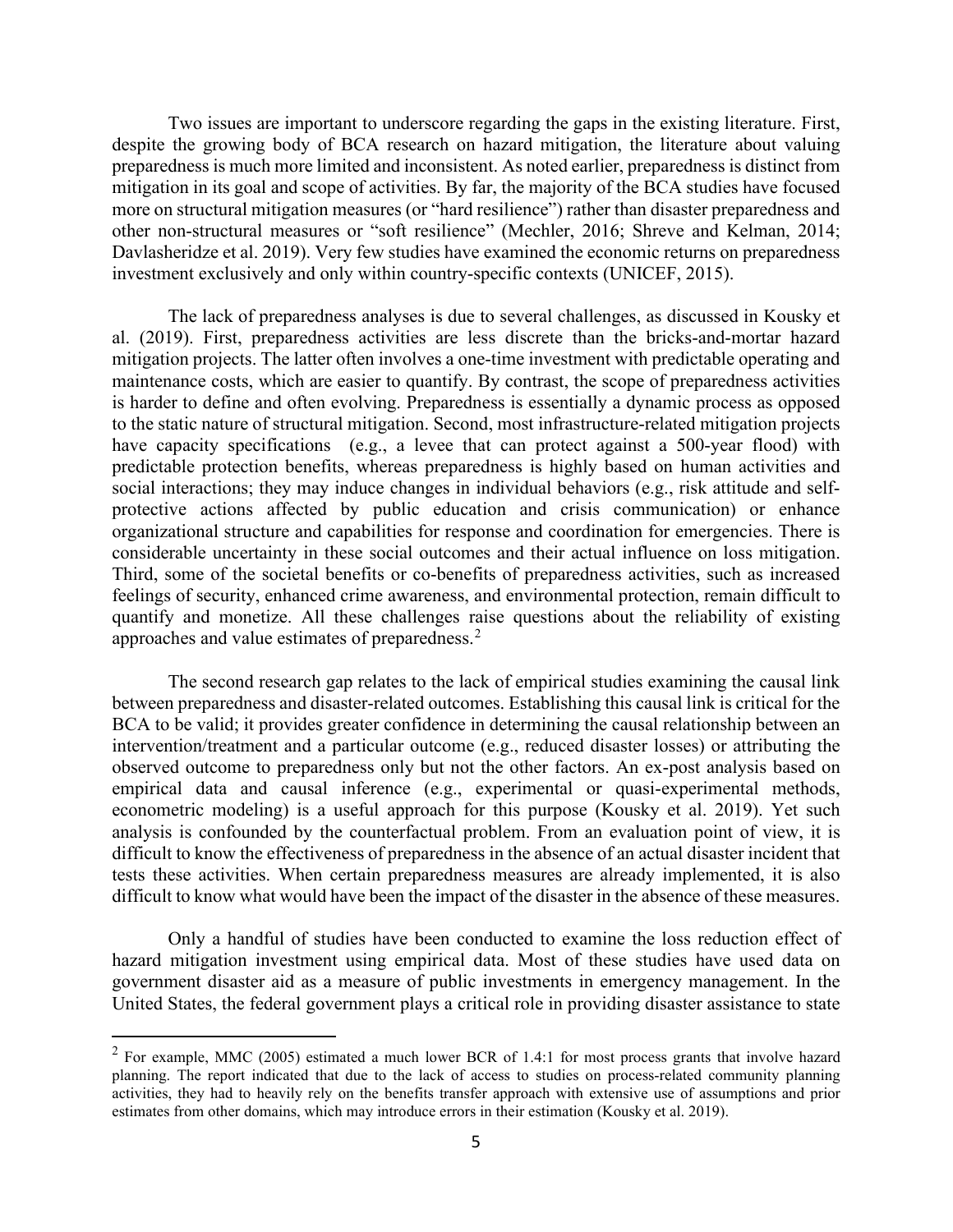Two issues are important to underscore regarding the gaps in the existing literature. First, despite the growing body of BCA research on hazard mitigation, the literature about valuing preparedness is much more limited and inconsistent. As noted earlier, preparedness is distinct from mitigation in its goal and scope of activities. By far, the majority of the BCA studies have focused more on structural mitigation measures (or "hard resilience") rather than disaster preparedness and other non-structural measures or "soft resilience" (Mechler, 2016; Shreve and Kelman, 2014; Davlasheridze et al. 2019). Very few studies have examined the economic returns on preparedness investment exclusively and only within country-specific contexts (UNICEF, 2015).

The lack of preparedness analyses is due to several challenges, as discussed in Kousky et al. (2019). First, preparedness activities are less discrete than the bricks-and-mortar hazard mitigation projects. The latter often involves a one-time investment with predictable operating and maintenance costs, which are easier to quantify. By contrast, the scope of preparedness activities is harder to define and often evolving. Preparedness is essentially a dynamic process as opposed to the static nature of structural mitigation. Second, most infrastructure-related mitigation projects have capacity specifications (e.g., a levee that can protect against a 500-year flood) with predictable protection benefits, whereas preparedness is highly based on human activities and social interactions; they may induce changes in individual behaviors (e.g., risk attitude and self-protective actions affected by public education and crisis communication) or enhance organizational structure and capabilities for response and coordination for emergencies. There is considerable uncertainty in these social outcomes and their actual influence on loss mitigation. Third, some of the societal benefits or co-benefits of preparedness activities, such as increased feelings of security, enhanced crime awareness, and environmental protection, remain difficult to quantify and monetize. All these challenges raise questions about the reliability of existing approaches and value estimates of preparedness.[2]

The second research gap relates to the lack of empirical studies examining the causal link between preparedness and disaster-related outcomes. Establishing this causal link is critical for the BCA to be valid; it provides greater confidence in determining the causal relationship between an intervention/treatment and a particular outcome (e.g., reduced disaster losses) or attributing the observed outcome to preparedness only but not the other factors. An ex-post analysis based on empirical data and causal inference (e.g., experimental or quasi-experimental methods, econometric modeling) is a useful approach for this purpose (Kousky et al. 2019). Yet such analysis is confounded by the counterfactual problem. From an evaluation point of view, it is difficult to know the effectiveness of preparedness in the absence of an actual disaster incident that tests these activities. When certain preparedness measures are already implemented, it is also difficult to know what would have been the impact of the disaster in the absence of these measures.

Only a handful of studies have been conducted to examine the loss reduction effect of hazard mitigation investment using empirical data. Most of these studies have used data on government disaster aid as a measure of public investments in emergency management. In the United States, the federal government plays a critical role in providing disaster assistance to state

[2] For example, MMC (2005) estimated a much lower BCR of 1.4:1 for most process grants that involve hazard planning. The report indicated that due to the lack of access to studies on process-related community planning activities, they had to heavily rely on the benefits transfer approach with extensive use of assumptions and prior estimates from other domains, which may introduce errors in their estimation (Kousky et al. 2019).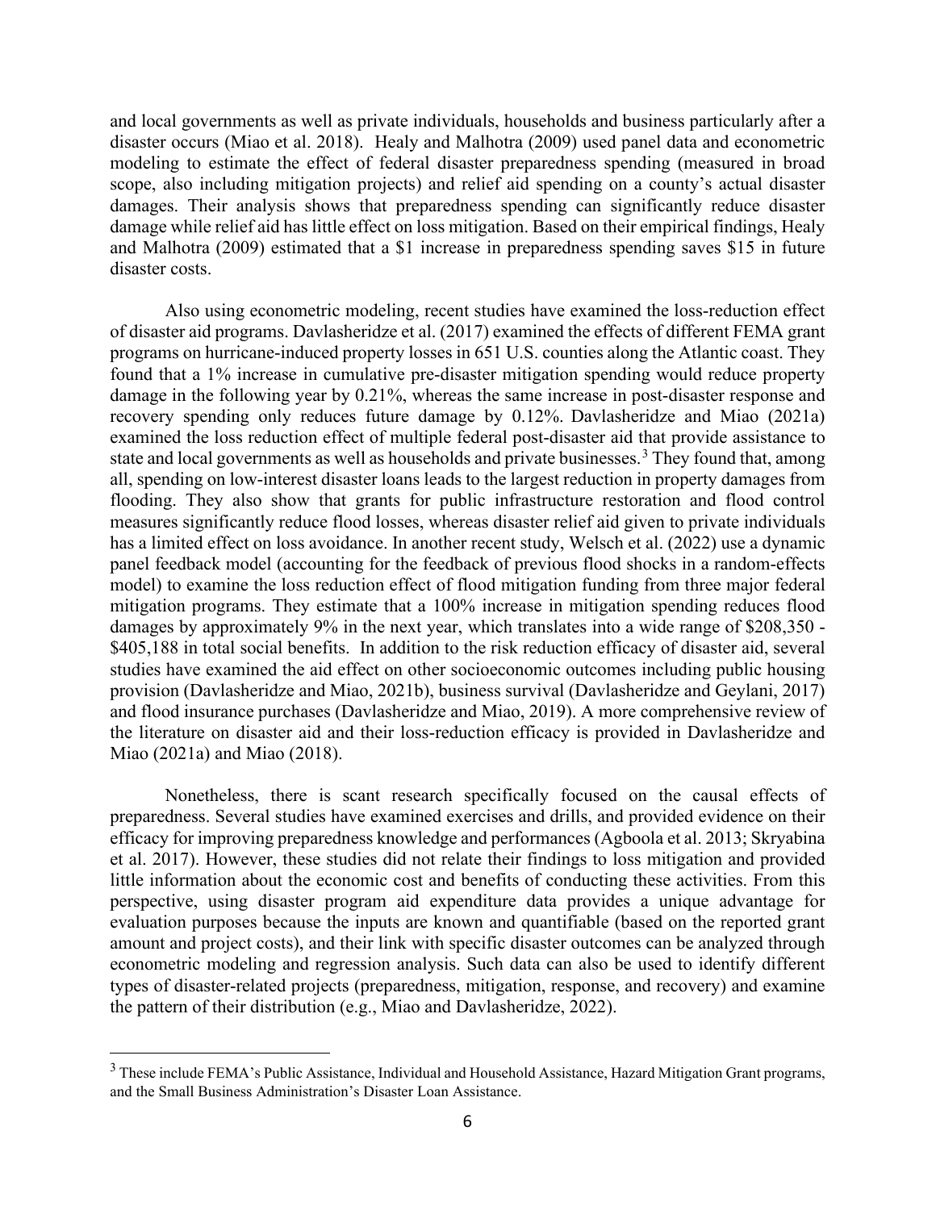and local governments as well as private individuals, households and business particularly after a disaster occurs (Miao et al. 2018). Healy and Malhotra (2009) used panel data and econometric modeling to estimate the effect of federal disaster preparedness spending (measured in broad scope, also including mitigation projects) and relief aid spending on a county's actual disaster damages. Their analysis shows that preparedness spending can significantly reduce disaster damage while relief aid has little effect on loss mitigation. Based on their empirical findings, Healy and Malhotra (2009) estimated that a $1 increase in preparedness spending saves $15 in future disaster costs.

Also using econometric modeling, recent studies have examined the loss-reduction effect of disaster aid programs. Davlasheridze et al. (2017) examined the effects of different FEMA grant programs on hurricane-induced property losses in 651 U.S. counties along the Atlantic coast. They found that a 1% increase in cumulative pre-disaster mitigation spending would reduce property damage in the following year by 0.21%, whereas the same increase in post-disaster response and recovery spending only reduces future damage by 0.12%. Davlasheridze and Miao (2021a) examined the loss reduction effect of multiple federal post-disaster aid that provide assistance to state and local governments as well as households and private businesses.[3] They found that, among all, spending on low-interest disaster loans leads to the largest reduction in property damages from flooding. They also show that grants for public infrastructure restoration and flood control measures significantly reduce flood losses, whereas disaster relief aid given to private individuals has a limited effect on loss avoidance. In another recent study, Welsch et al. (2022) use a dynamic panel feedback model (accounting for the feedback of previous flood shocks in a random-effects model) to examine the loss reduction effect of flood mitigation funding from three major federal mitigation programs. They estimate that a 100% increase in mitigation spending reduces flood damages by approximately 9% in the next year, which translates into a wide range of $208,350 - $405,188 in total social benefits. In addition to the risk reduction efficacy of disaster aid, several studies have examined the aid effect on other socioeconomic outcomes including public housing provision (Davlasheridze and Miao, 2021b), business survival (Davlasheridze and Geylani, 2017) and flood insurance purchases (Davlasheridze and Miao, 2019). A more comprehensive review of the literature on disaster aid and their loss-reduction efficacy is provided in Davlasheridze and Miao (2021a) and Miao (2018).

Nonetheless, there is scant research specifically focused on the causal effects of preparedness. Several studies have examined exercises and drills, and provided evidence on their efficacy for improving preparedness knowledge and performances (Agboola et al. 2013; Skryabina et al. 2017). However, these studies did not relate their findings to loss mitigation and provided little information about the economic cost and benefits of conducting these activities. From this perspective, using disaster program aid expenditure data provides a unique advantage for evaluation purposes because the inputs are known and quantifiable (based on the reported grant amount and project costs), and their link with specific disaster outcomes can be analyzed through econometric modeling and regression analysis. Such data can also be used to identify different types of disaster-related projects (preparedness, mitigation, response, and recovery) and examine the pattern of their distribution (e.g., Miao and Davlasheridze, 2022).

[3] These include FEMA's Public Assistance, Individual and Household Assistance, Hazard Mitigation Grant programs, and the Small Business Administration's Disaster Loan Assistance.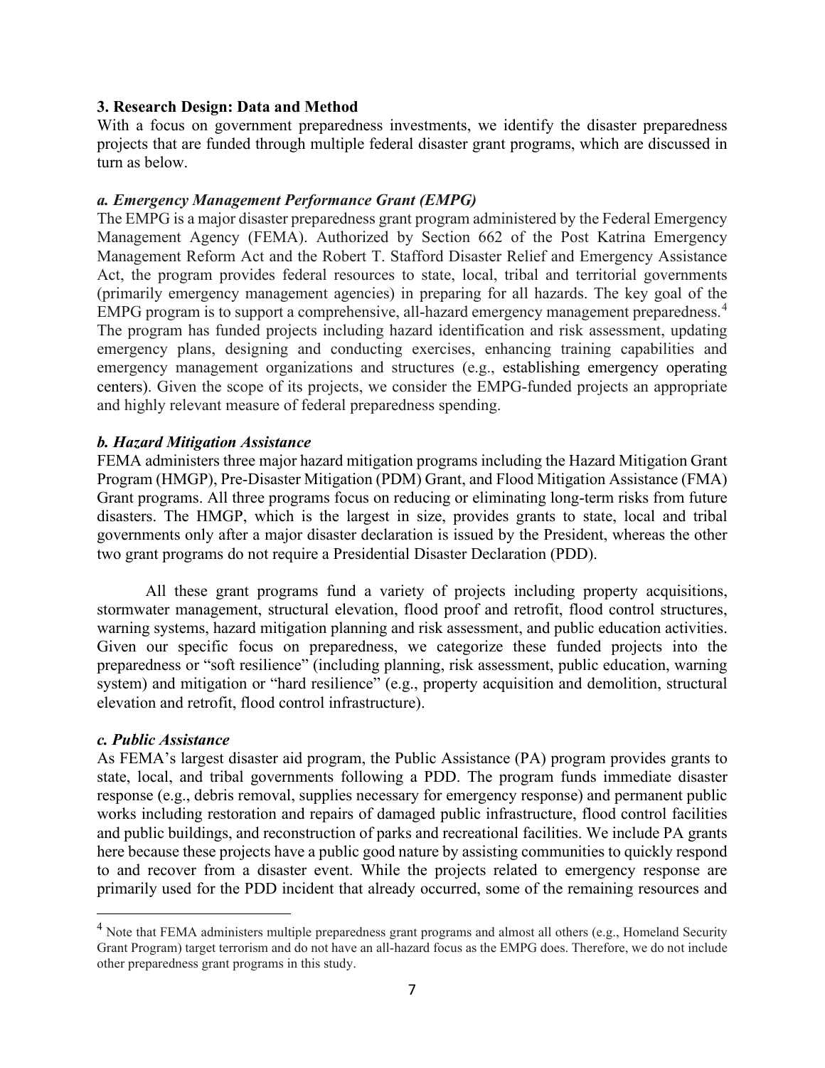### 3. Research Design: Data and Method

With a focus on government preparedness investments, we identify the disaster preparedness projects that are funded through multiple federal disaster grant programs, which are discussed in turn as below.

#### *a. Emergency Management Performance Grant (EMPG)*

The EMPG is a major disaster preparedness grant program administered by the Federal Emergency Management Agency (FEMA). Authorized by Section 662 of the Post Katrina Emergency Management Reform Act and the Robert T. Stafford Disaster Relief and Emergency Assistance Act, the program provides federal resources to state, local, tribal and territorial governments (primarily emergency management agencies) in preparing for all hazards. The key goal of the EMPG program is to support a comprehensive, all-hazard emergency management preparedness.[4] The program has funded projects including hazard identification and risk assessment, updating emergency plans, designing and conducting exercises, enhancing training capabilities and emergency management organizations and structures (e.g., establishing emergency operating centers). Given the scope of its projects, we consider the EMPG-funded projects an appropriate and highly relevant measure of federal preparedness spending.

#### *b. Hazard Mitigation Assistance*

FEMA administers three major hazard mitigation programs including the Hazard Mitigation Grant Program (HMGP), Pre-Disaster Mitigation (PDM) Grant, and Flood Mitigation Assistance (FMA) Grant programs. All three programs focus on reducing or eliminating long-term risks from future disasters. The HMGP, which is the largest in size, provides grants to state, local and tribal governments only after a major disaster declaration is issued by the President, whereas the other two grant programs do not require a Presidential Disaster Declaration (PDD).

All these grant programs fund a variety of projects including property acquisitions, stormwater management, structural elevation, flood proof and retrofit, flood control structures, warning systems, hazard mitigation planning and risk assessment, and public education activities. Given our specific focus on preparedness, we categorize these funded projects into the preparedness or "soft resilience" (including planning, risk assessment, public education, warning system) and mitigation or "hard resilience" (e.g., property acquisition and demolition, structural elevation and retrofit, flood control infrastructure).

#### *c. Public Assistance*

As FEMA's largest disaster aid program, the Public Assistance (PA) program provides grants to state, local, and tribal governments following a PDD. The program funds immediate disaster response (e.g., debris removal, supplies necessary for emergency response) and permanent public works including restoration and repairs of damaged public infrastructure, flood control facilities and public buildings, and reconstruction of parks and recreational facilities. We include PA grants here because these projects have a public good nature by assisting communities to quickly respond to and recover from a disaster event. While the projects related to emergency response are primarily used for the PDD incident that already occurred, some of the remaining resources and

[4] Note that FEMA administers multiple preparedness grant programs and almost all others (e.g., Homeland Security Grant Program) target terrorism and do not have an all-hazard focus as the EMPG does. Therefore, we do not include other preparedness grant programs in this study.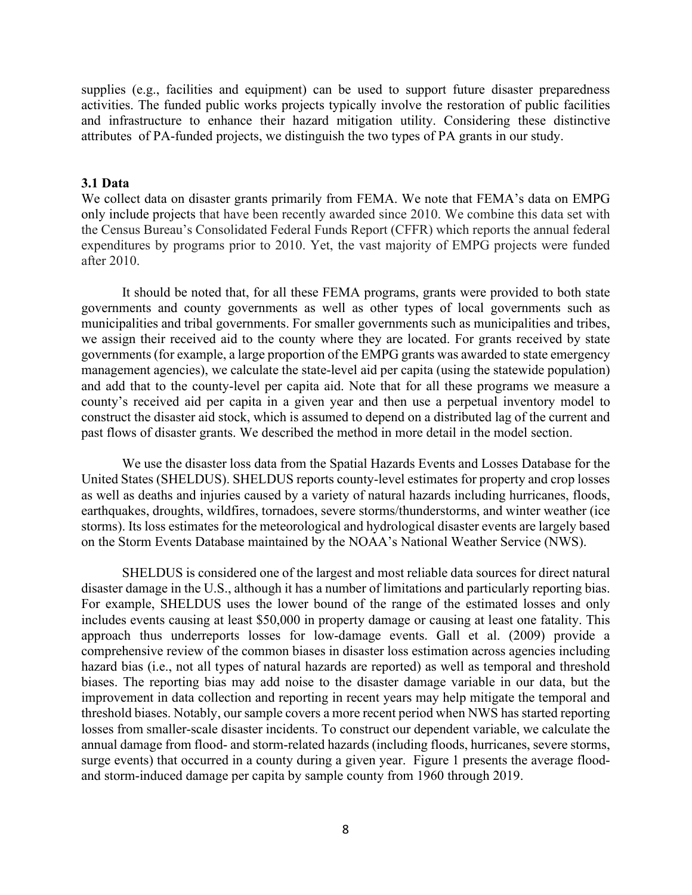supplies (e.g., facilities and equipment) can be used to support future disaster preparedness activities. The funded public works projects typically involve the restoration of public facilities and infrastructure to enhance their hazard mitigation utility. Considering these distinctive attributes of PA-funded projects, we distinguish the two types of PA grants in our study.

### 3.1 Data

We collect data on disaster grants primarily from FEMA. We note that FEMA's data on EMPG only include projects that have been recently awarded since 2010. We combine this data set with the Census Bureau's Consolidated Federal Funds Report (CFFR) which reports the annual federal expenditures by programs prior to 2010. Yet, the vast majority of EMPG projects were funded after 2010.

It should be noted that, for all these FEMA programs, grants were provided to both state governments and county governments as well as other types of local governments such as municipalities and tribal governments. For smaller governments such as municipalities and tribes, we assign their received aid to the county where they are located. For grants received by state governments (for example, a large proportion of the EMPG grants was awarded to state emergency management agencies), we calculate the state-level aid per capita (using the statewide population) and add that to the county-level per capita aid. Note that for all these programs we measure a county's received aid per capita in a given year and then use a perpetual inventory model to construct the disaster aid stock, which is assumed to depend on a distributed lag of the current and past flows of disaster grants. We described the method in more detail in the model section.

We use the disaster loss data from the Spatial Hazards Events and Losses Database for the United States (SHELDUS). SHELDUS reports county-level estimates for property and crop losses as well as deaths and injuries caused by a variety of natural hazards including hurricanes, floods, earthquakes, droughts, wildfires, tornadoes, severe storms/thunderstorms, and winter weather (ice storms). Its loss estimates for the meteorological and hydrological disaster events are largely based on the Storm Events Database maintained by the NOAA's National Weather Service (NWS).

SHELDUS is considered one of the largest and most reliable data sources for direct natural disaster damage in the U.S., although it has a number of limitations and particularly reporting bias. For example, SHELDUS uses the lower bound of the range of the estimated losses and only includes events causing at least $50,000 in property damage or causing at least one fatality. This approach thus underreports losses for low-damage events. Gall et al. (2009) provide a comprehensive review of the common biases in disaster loss estimation across agencies including hazard bias (i.e., not all types of natural hazards are reported) as well as temporal and threshold biases. The reporting bias may add noise to the disaster damage variable in our data, but the improvement in data collection and reporting in recent years may help mitigate the temporal and threshold biases. Notably, our sample covers a more recent period when NWS has started reporting losses from smaller-scale disaster incidents. To construct our dependent variable, we calculate the annual damage from flood- and storm-related hazards (including floods, hurricanes, severe storms, surge events) that occurred in a county during a given year. Figure 1 presents the average flood- and storm-induced damage per capita by sample county from 1960 through 2019.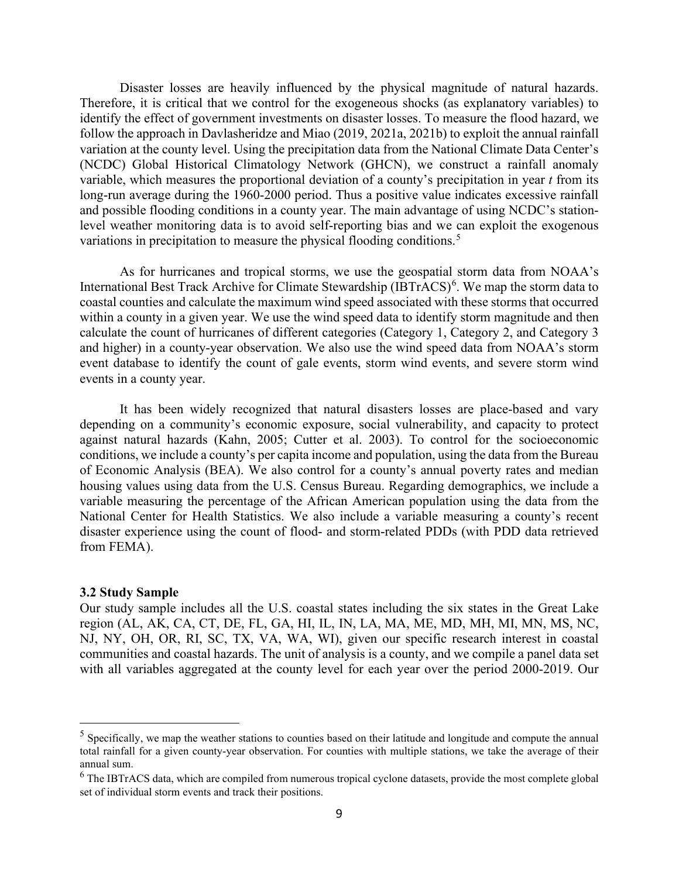Disaster losses are heavily influenced by the physical magnitude of natural hazards. Therefore, it is critical that we control for the exogeneous shocks (as explanatory variables) to identify the effect of government investments on disaster losses. To measure the flood hazard, we follow the approach in Davlasheridze and Miao (2019, 2021a, 2021b) to exploit the annual rainfall variation at the county level. Using the precipitation data from the National Climate Data Center's (NCDC) Global Historical Climatology Network (GHCN), we construct a rainfall anomaly variable, which measures the proportional deviation of a county's precipitation in year *t* from its long-run average during the 1960-2000 period. Thus a positive value indicates excessive rainfall and possible flooding conditions in a county year. The main advantage of using NCDC's station-level weather monitoring data is to avoid self-reporting bias and we can exploit the exogenous variations in precipitation to measure the physical flooding conditions.[5]

As for hurricanes and tropical storms, we use the geospatial storm data from NOAA's International Best Track Archive for Climate Stewardship (IBTrACS)[6]. We map the storm data to coastal counties and calculate the maximum wind speed associated with these storms that occurred within a county in a given year. We use the wind speed data to identify storm magnitude and then calculate the count of hurricanes of different categories (Category 1, Category 2, and Category 3 and higher) in a county-year observation. We also use the wind speed data from NOAA's storm event database to identify the count of gale events, storm wind events, and severe storm wind events in a county year.

It has been widely recognized that natural disasters losses are place-based and vary depending on a community's economic exposure, social vulnerability, and capacity to protect against natural hazards (Kahn, 2005; Cutter et al. 2003). To control for the socioeconomic conditions, we include a county's per capita income and population, using the data from the Bureau of Economic Analysis (BEA). We also control for a county's annual poverty rates and median housing values using data from the U.S. Census Bureau. Regarding demographics, we include a variable measuring the percentage of the African American population using the data from the National Center for Health Statistics. We also include a variable measuring a county's recent disaster experience using the count of flood- and storm-related PDDs (with PDD data retrieved from FEMA).

### 3.2 Study Sample

Our study sample includes all the U.S. coastal states including the six states in the Great Lake region (AL, AK, CA, CT, DE, FL, GA, HI, IL, IN, LA, MA, ME, MD, MH, MI, MN, MS, NC, NJ, NY, OH, OR, RI, SC, TX, VA, WA, WI), given our specific research interest in coastal communities and coastal hazards. The unit of analysis is a county, and we compile a panel data set with all variables aggregated at the county level for each year over the period 2000-2019. Our

---

[5] Specifically, we map the weather stations to counties based on their latitude and longitude and compute the annual total rainfall for a given county-year observation. For counties with multiple stations, we take the average of their annual sum.

[6] The IBTrACS data, which are compiled from numerous tropical cyclone datasets, provide the most complete global set of individual storm events and track their positions.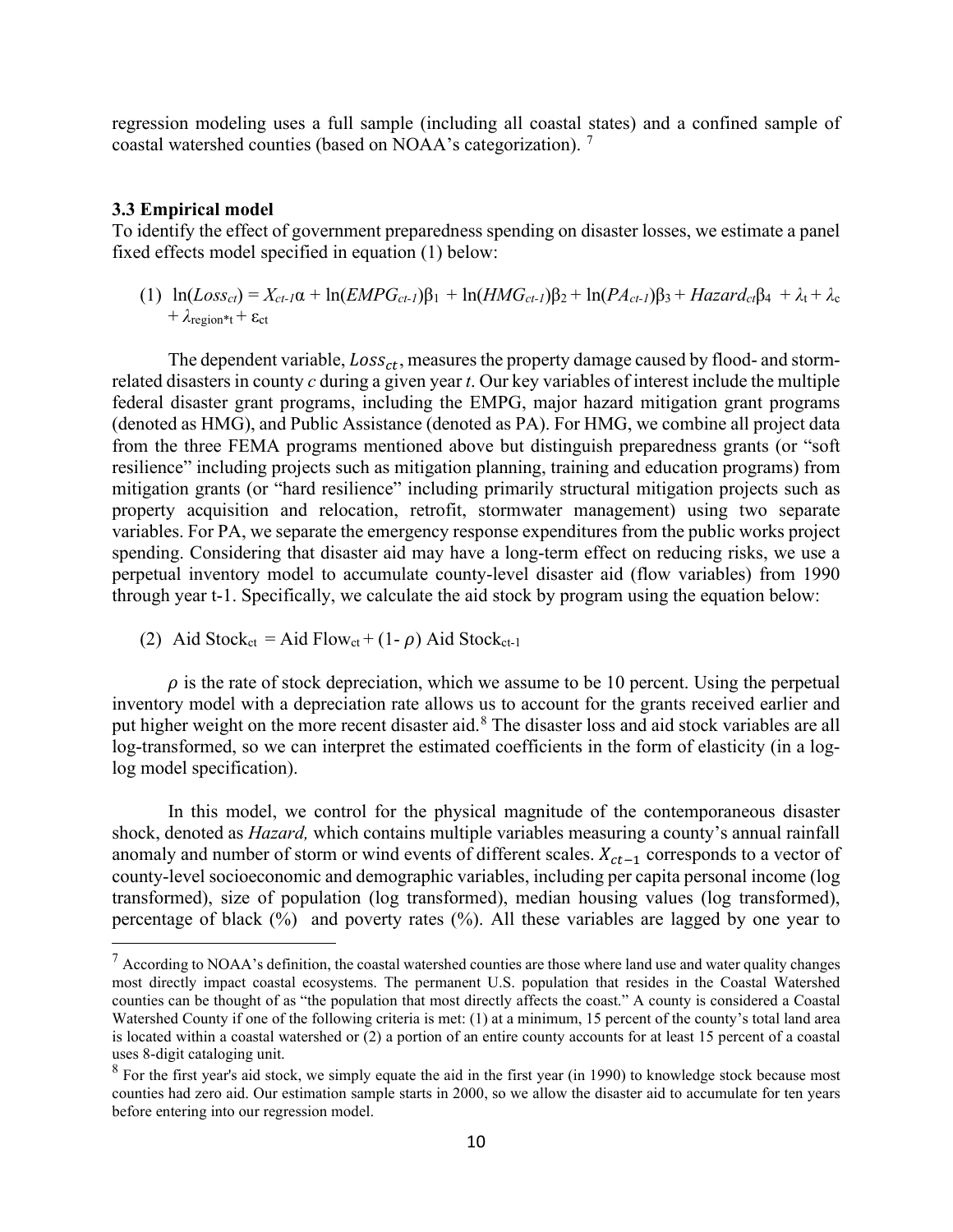regression modeling uses a full sample (including all coastal states) and a confined sample of coastal watershed counties (based on NOAA's categorization). [7]

### 3.3 Empirical model

To identify the effect of government preparedness spending on disaster losses, we estimate a panel fixed effects model specified in equation (1) below:

$$(1)\quad \ln(Loss_{ct}) = X_{ct-1}\alpha + \ln(EMPG_{ct-1})\beta_1 + \ln(HMG_{ct-1})\beta_2 + \ln(PA_{ct-1})\beta_3 + Hazard_{ct}\beta_4 + \lambda_t + \lambda_c + \lambda_{region*t} + \varepsilon_{ct}$$

The dependent variable, $Loss_{ct}$, measures the property damage caused by flood- and storm-related disasters in county *c* during a given year *t*. Our key variables of interest include the multiple federal disaster grant programs, including the EMPG, major hazard mitigation grant programs (denoted as HMG), and Public Assistance (denoted as PA). For HMG, we combine all project data from the three FEMA programs mentioned above but distinguish preparedness grants (or "soft resilience" including projects such as mitigation planning, training and education programs) from mitigation grants (or "hard resilience" including primarily structural mitigation projects such as property acquisition and relocation, retrofit, stormwater management) using two separate variables. For PA, we separate the emergency response expenditures from the public works project spending. Considering that disaster aid may have a long-term effect on reducing risks, we use a perpetual inventory model to accumulate county-level disaster aid (flow variables) from 1990 through year t-1. Specifically, we calculate the aid stock by program using the equation below:

$$(2)\quad \text{Aid Stock}_{ct} = \text{Aid Flow}_{ct} + (1-\rho)\ \text{Aid Stock}_{ct-1}$$

$\rho$ is the rate of stock depreciation, which we assume to be 10 percent. Using the perpetual inventory model with a depreciation rate allows us to account for the grants received earlier and put higher weight on the more recent disaster aid.[8] The disaster loss and aid stock variables are all log-transformed, so we can interpret the estimated coefficients in the form of elasticity (in a log-log model specification).

In this model, we control for the physical magnitude of the contemporaneous disaster shock, denoted as *Hazard,* which contains multiple variables measuring a county's annual rainfall anomaly and number of storm or wind events of different scales. $X_{ct-1}$ corresponds to a vector of county-level socioeconomic and demographic variables, including per capita personal income (log transformed), size of population (log transformed), median housing values (log transformed), percentage of black (%) and poverty rates (%). All these variables are lagged by one year to

---

[7] According to NOAA's definition, the coastal watershed counties are those where land use and water quality changes most directly impact coastal ecosystems. The permanent U.S. population that resides in the Coastal Watershed counties can be thought of as "the population that most directly affects the coast." A county is considered a Coastal Watershed County if one of the following criteria is met: (1) at a minimum, 15 percent of the county's total land area is located within a coastal watershed or (2) a portion of an entire county accounts for at least 15 percent of a coastal uses 8-digit cataloging unit.

[8] For the first year's aid stock, we simply equate the aid in the first year (in 1990) to knowledge stock because most counties had zero aid. Our estimation sample starts in 2000, so we allow the disaster aid to accumulate for ten years before entering into our regression model.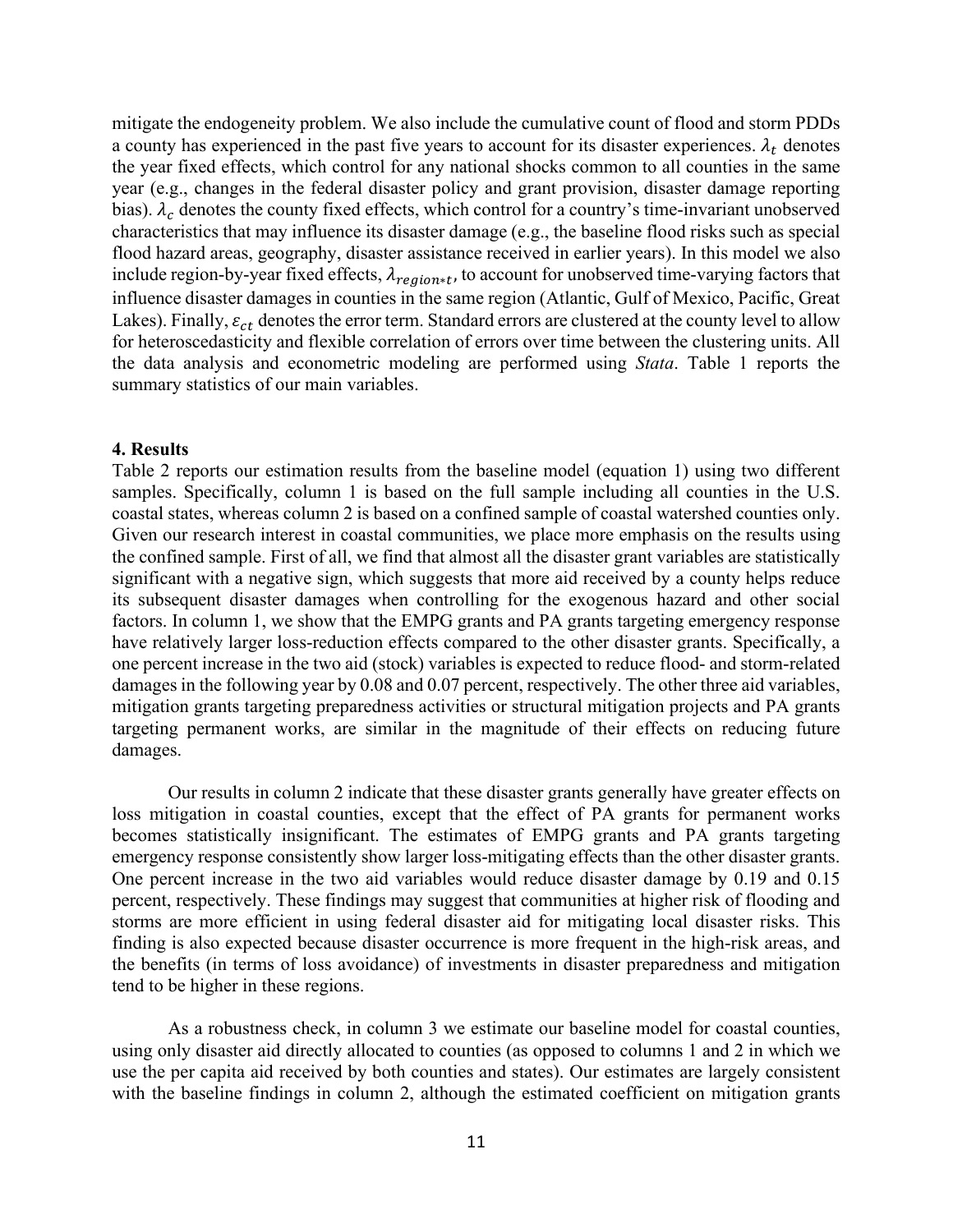mitigate the endogeneity problem. We also include the cumulative count of flood and storm PDDs a county has experienced in the past five years to account for its disaster experiences. $\lambda_t$ denotes the year fixed effects, which control for any national shocks common to all counties in the same year (e.g., changes in the federal disaster policy and grant provision, disaster damage reporting bias). $\lambda_c$ denotes the county fixed effects, which control for a country's time-invariant unobserved characteristics that may influence its disaster damage (e.g., the baseline flood risks such as special flood hazard areas, geography, disaster assistance received in earlier years). In this model we also include region-by-year fixed effects, $\lambda_{region*t}$, to account for unobserved time-varying factors that influence disaster damages in counties in the same region (Atlantic, Gulf of Mexico, Pacific, Great Lakes). Finally, $\varepsilon_{ct}$ denotes the error term. Standard errors are clustered at the county level to allow for heteroscedasticity and flexible correlation of errors over time between the clustering units. All the data analysis and econometric modeling are performed using *Stata*. Table 1 reports the summary statistics of our main variables.

## 4. Results

Table 2 reports our estimation results from the baseline model (equation 1) using two different samples. Specifically, column 1 is based on the full sample including all counties in the U.S. coastal states, whereas column 2 is based on a confined sample of coastal watershed counties only. Given our research interest in coastal communities, we place more emphasis on the results using the confined sample. First of all, we find that almost all the disaster grant variables are statistically significant with a negative sign, which suggests that more aid received by a county helps reduce its subsequent disaster damages when controlling for the exogenous hazard and other social factors. In column 1, we show that the EMPG grants and PA grants targeting emergency response have relatively larger loss-reduction effects compared to the other disaster grants. Specifically, a one percent increase in the two aid (stock) variables is expected to reduce flood- and storm-related damages in the following year by 0.08 and 0.07 percent, respectively. The other three aid variables, mitigation grants targeting preparedness activities or structural mitigation projects and PA grants targeting permanent works, are similar in the magnitude of their effects on reducing future damages.

Our results in column 2 indicate that these disaster grants generally have greater effects on loss mitigation in coastal counties, except that the effect of PA grants for permanent works becomes statistically insignificant. The estimates of EMPG grants and PA grants targeting emergency response consistently show larger loss-mitigating effects than the other disaster grants. One percent increase in the two aid variables would reduce disaster damage by 0.19 and 0.15 percent, respectively. These findings may suggest that communities at higher risk of flooding and storms are more efficient in using federal disaster aid for mitigating local disaster risks. This finding is also expected because disaster occurrence is more frequent in the high-risk areas, and the benefits (in terms of loss avoidance) of investments in disaster preparedness and mitigation tend to be higher in these regions.

As a robustness check, in column 3 we estimate our baseline model for coastal counties, using only disaster aid directly allocated to counties (as opposed to columns 1 and 2 in which we use the per capita aid received by both counties and states). Our estimates are largely consistent with the baseline findings in column 2, although the estimated coefficient on mitigation grants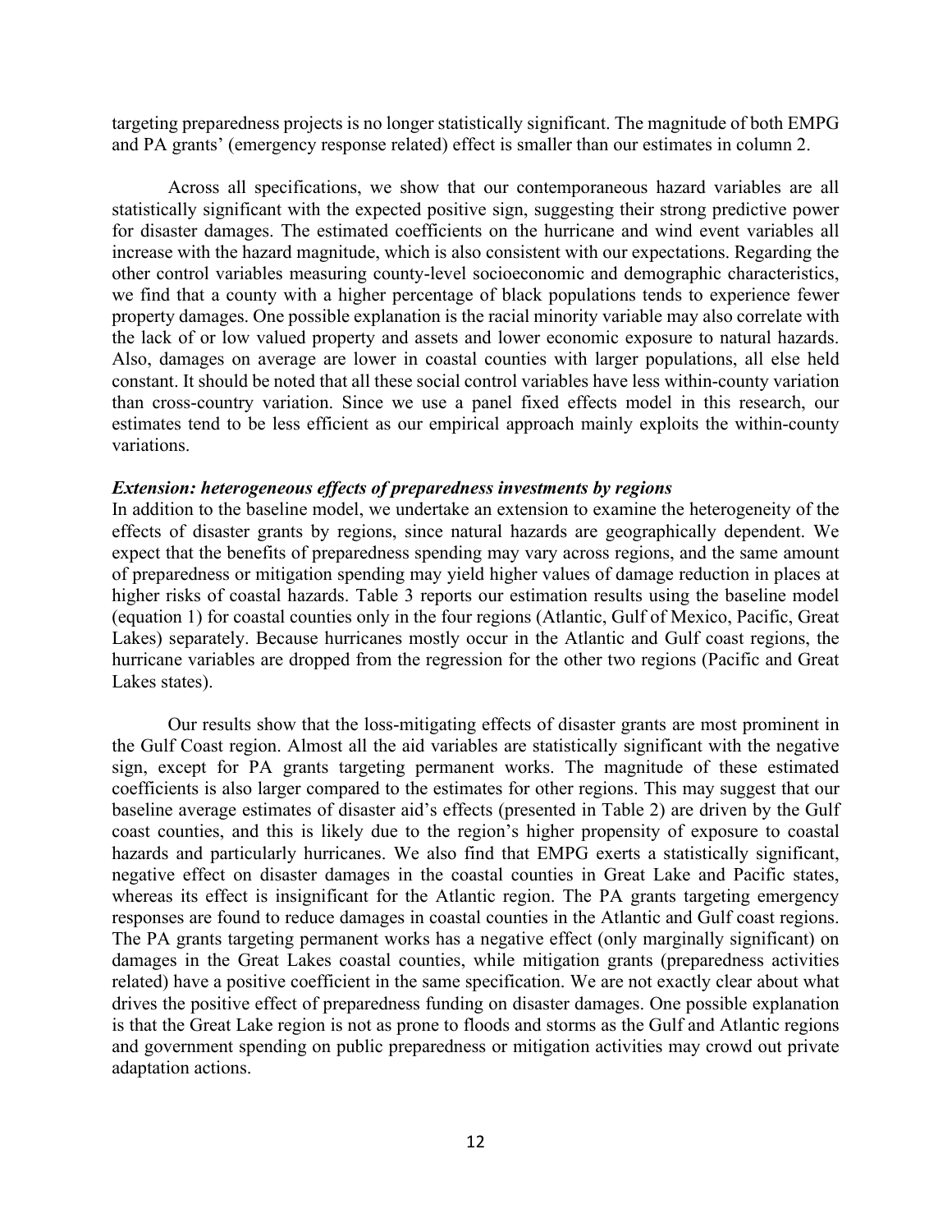targeting preparedness projects is no longer statistically significant. The magnitude of both EMPG and PA grants' (emergency response related) effect is smaller than our estimates in column 2.

Across all specifications, we show that our contemporaneous hazard variables are all statistically significant with the expected positive sign, suggesting their strong predictive power for disaster damages. The estimated coefficients on the hurricane and wind event variables all increase with the hazard magnitude, which is also consistent with our expectations. Regarding the other control variables measuring county-level socioeconomic and demographic characteristics, we find that a county with a higher percentage of black populations tends to experience fewer property damages. One possible explanation is the racial minority variable may also correlate with the lack of or low valued property and assets and lower economic exposure to natural hazards. Also, damages on average are lower in coastal counties with larger populations, all else held constant. It should be noted that all these social control variables have less within-county variation than cross-country variation. Since we use a panel fixed effects model in this research, our estimates tend to be less efficient as our empirical approach mainly exploits the within-county variations.

***Extension: heterogeneous effects of preparedness investments by regions***

In addition to the baseline model, we undertake an extension to examine the heterogeneity of the effects of disaster grants by regions, since natural hazards are geographically dependent. We expect that the benefits of preparedness spending may vary across regions, and the same amount of preparedness or mitigation spending may yield higher values of damage reduction in places at higher risks of coastal hazards. Table 3 reports our estimation results using the baseline model (equation 1) for coastal counties only in the four regions (Atlantic, Gulf of Mexico, Pacific, Great Lakes) separately. Because hurricanes mostly occur in the Atlantic and Gulf coast regions, the hurricane variables are dropped from the regression for the other two regions (Pacific and Great Lakes states).

Our results show that the loss-mitigating effects of disaster grants are most prominent in the Gulf Coast region. Almost all the aid variables are statistically significant with the negative sign, except for PA grants targeting permanent works. The magnitude of these estimated coefficients is also larger compared to the estimates for other regions. This may suggest that our baseline average estimates of disaster aid's effects (presented in Table 2) are driven by the Gulf coast counties, and this is likely due to the region's higher propensity of exposure to coastal hazards and particularly hurricanes. We also find that EMPG exerts a statistically significant, negative effect on disaster damages in the coastal counties in Great Lake and Pacific states, whereas its effect is insignificant for the Atlantic region. The PA grants targeting emergency responses are found to reduce damages in coastal counties in the Atlantic and Gulf coast regions. The PA grants targeting permanent works has a negative effect (only marginally significant) on damages in the Great Lakes coastal counties, while mitigation grants (preparedness activities related) have a positive coefficient in the same specification. We are not exactly clear about what drives the positive effect of preparedness funding on disaster damages. One possible explanation is that the Great Lake region is not as prone to floods and storms as the Gulf and Atlantic regions and government spending on public preparedness or mitigation activities may crowd out private adaptation actions.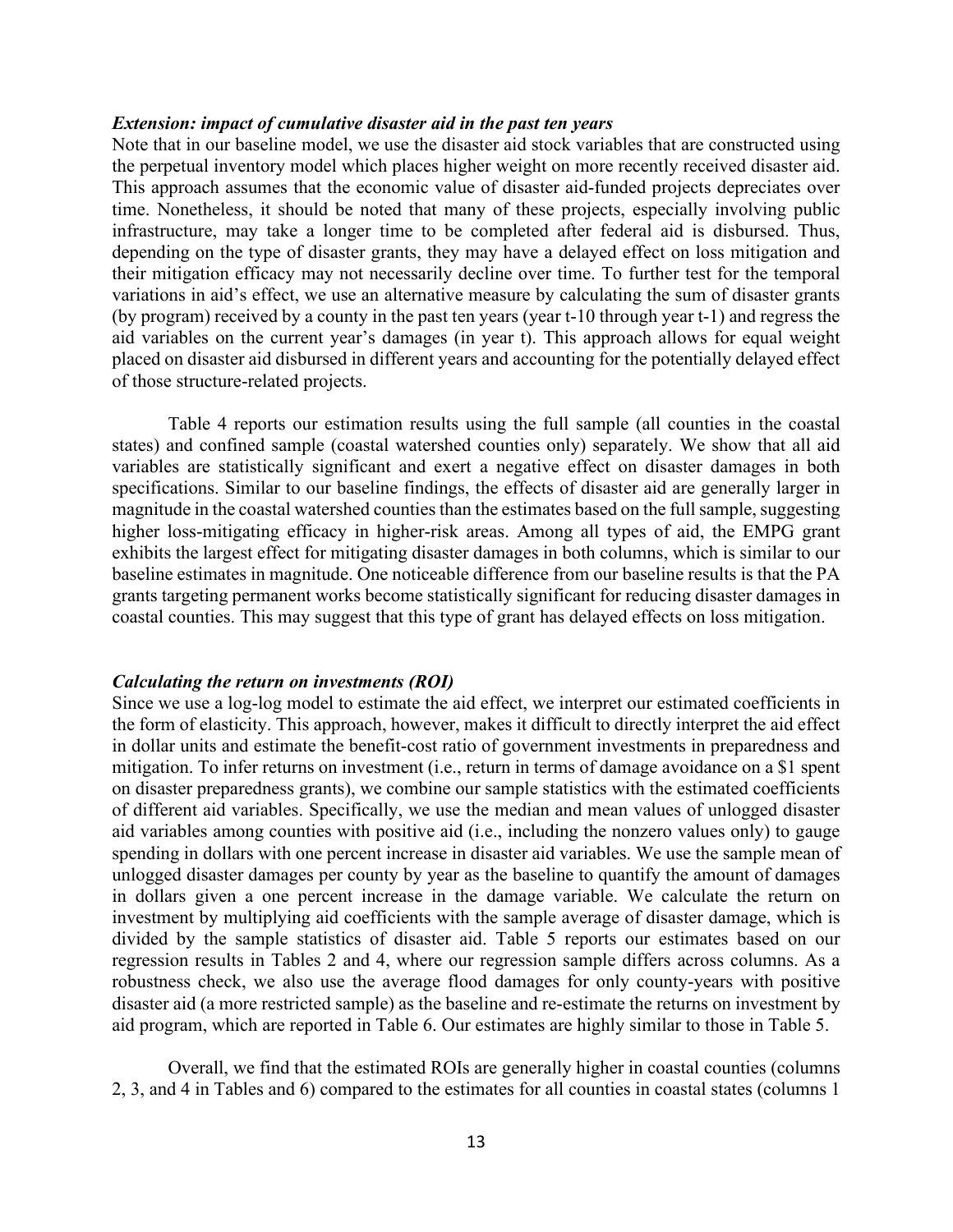***Extension: impact of cumulative disaster aid in the past ten years***

Note that in our baseline model, we use the disaster aid stock variables that are constructed using the perpetual inventory model which places higher weight on more recently received disaster aid. This approach assumes that the economic value of disaster aid-funded projects depreciates over time. Nonetheless, it should be noted that many of these projects, especially involving public infrastructure, may take a longer time to be completed after federal aid is disbursed. Thus, depending on the type of disaster grants, they may have a delayed effect on loss mitigation and their mitigation efficacy may not necessarily decline over time. To further test for the temporal variations in aid's effect, we use an alternative measure by calculating the sum of disaster grants (by program) received by a county in the past ten years (year t-10 through year t-1) and regress the aid variables on the current year's damages (in year t). This approach allows for equal weight placed on disaster aid disbursed in different years and accounting for the potentially delayed effect of those structure-related projects.

Table 4 reports our estimation results using the full sample (all counties in the coastal states) and confined sample (coastal watershed counties only) separately. We show that all aid variables are statistically significant and exert a negative effect on disaster damages in both specifications. Similar to our baseline findings, the effects of disaster aid are generally larger in magnitude in the coastal watershed counties than the estimates based on the full sample, suggesting higher loss-mitigating efficacy in higher-risk areas. Among all types of aid, the EMPG grant exhibits the largest effect for mitigating disaster damages in both columns, which is similar to our baseline estimates in magnitude. One noticeable difference from our baseline results is that the PA grants targeting permanent works become statistically significant for reducing disaster damages in coastal counties. This may suggest that this type of grant has delayed effects on loss mitigation.

***Calculating the return on investments (ROI)***

Since we use a log-log model to estimate the aid effect, we interpret our estimated coefficients in the form of elasticity. This approach, however, makes it difficult to directly interpret the aid effect in dollar units and estimate the benefit-cost ratio of government investments in preparedness and mitigation. To infer returns on investment (i.e., return in terms of damage avoidance on a $1 spent on disaster preparedness grants), we combine our sample statistics with the estimated coefficients of different aid variables. Specifically, we use the median and mean values of unlogged disaster aid variables among counties with positive aid (i.e., including the nonzero values only) to gauge spending in dollars with one percent increase in disaster aid variables. We use the sample mean of unlogged disaster damages per county by year as the baseline to quantify the amount of damages in dollars given a one percent increase in the damage variable. We calculate the return on investment by multiplying aid coefficients with the sample average of disaster damage, which is divided by the sample statistics of disaster aid. Table 5 reports our estimates based on our regression results in Tables 2 and 4, where our regression sample differs across columns. As a robustness check, we also use the average flood damages for only county-years with positive disaster aid (a more restricted sample) as the baseline and re-estimate the returns on investment by aid program, which are reported in Table 6. Our estimates are highly similar to those in Table 5.

Overall, we find that the estimated ROIs are generally higher in coastal counties (columns 2, 3, and 4 in Tables and 6) compared to the estimates for all counties in coastal states (columns 1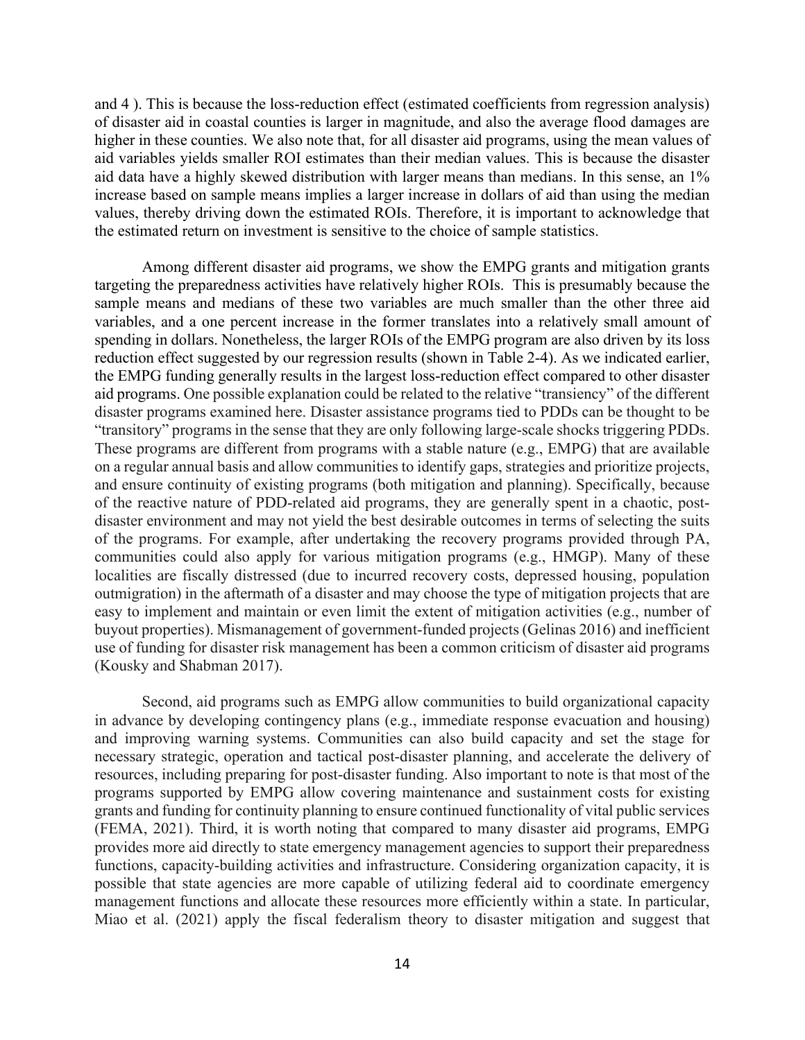and 4 ). This is because the loss-reduction effect (estimated coefficients from regression analysis) of disaster aid in coastal counties is larger in magnitude, and also the average flood damages are higher in these counties. We also note that, for all disaster aid programs, using the mean values of aid variables yields smaller ROI estimates than their median values. This is because the disaster aid data have a highly skewed distribution with larger means than medians. In this sense, an 1% increase based on sample means implies a larger increase in dollars of aid than using the median values, thereby driving down the estimated ROIs. Therefore, it is important to acknowledge that the estimated return on investment is sensitive to the choice of sample statistics.

Among different disaster aid programs, we show the EMPG grants and mitigation grants targeting the preparedness activities have relatively higher ROIs. This is presumably because the sample means and medians of these two variables are much smaller than the other three aid variables, and a one percent increase in the former translates into a relatively small amount of spending in dollars. Nonetheless, the larger ROIs of the EMPG program are also driven by its loss reduction effect suggested by our regression results (shown in Table 2-4). As we indicated earlier, the EMPG funding generally results in the largest loss-reduction effect compared to other disaster aid programs. One possible explanation could be related to the relative "transiency" of the different disaster programs examined here. Disaster assistance programs tied to PDDs can be thought to be "transitory" programs in the sense that they are only following large-scale shocks triggering PDDs. These programs are different from programs with a stable nature (e.g., EMPG) that are available on a regular annual basis and allow communities to identify gaps, strategies and prioritize projects, and ensure continuity of existing programs (both mitigation and planning). Specifically, because of the reactive nature of PDD-related aid programs, they are generally spent in a chaotic, post-disaster environment and may not yield the best desirable outcomes in terms of selecting the suits of the programs. For example, after undertaking the recovery programs provided through PA, communities could also apply for various mitigation programs (e.g., HMGP). Many of these localities are fiscally distressed (due to incurred recovery costs, depressed housing, population outmigration) in the aftermath of a disaster and may choose the type of mitigation projects that are easy to implement and maintain or even limit the extent of mitigation activities (e.g., number of buyout properties). Mismanagement of government-funded projects (Gelinas 2016) and inefficient use of funding for disaster risk management has been a common criticism of disaster aid programs (Kousky and Shabman 2017).

Second, aid programs such as EMPG allow communities to build organizational capacity in advance by developing contingency plans (e.g., immediate response evacuation and housing) and improving warning systems. Communities can also build capacity and set the stage for necessary strategic, operation and tactical post-disaster planning, and accelerate the delivery of resources, including preparing for post-disaster funding. Also important to note is that most of the programs supported by EMPG allow covering maintenance and sustainment costs for existing grants and funding for continuity planning to ensure continued functionality of vital public services (FEMA, 2021). Third, it is worth noting that compared to many disaster aid programs, EMPG provides more aid directly to state emergency management agencies to support their preparedness functions, capacity-building activities and infrastructure. Considering organization capacity, it is possible that state agencies are more capable of utilizing federal aid to coordinate emergency management functions and allocate these resources more efficiently within a state. In particular, Miao et al. (2021) apply the fiscal federalism theory to disaster mitigation and suggest that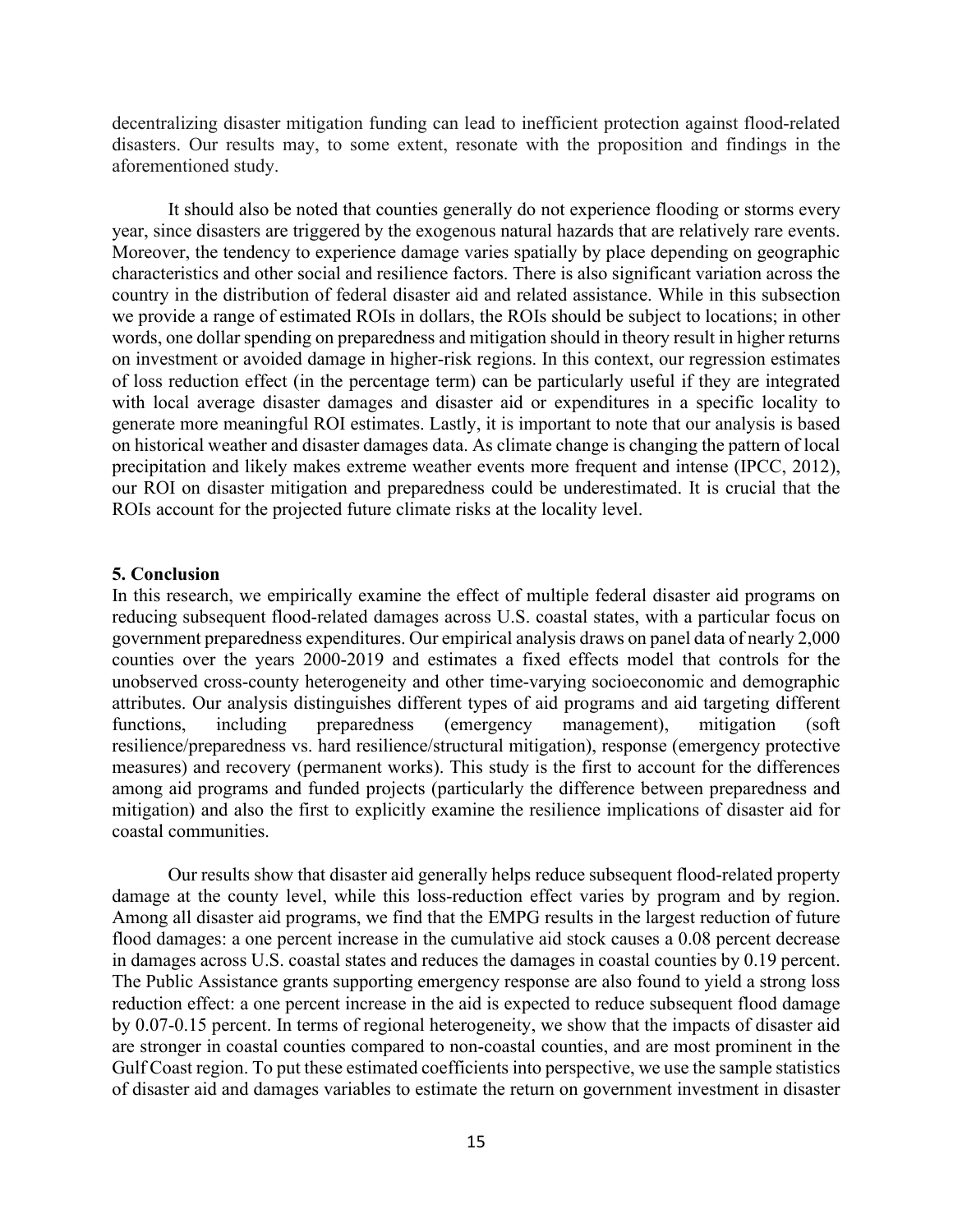decentralizing disaster mitigation funding can lead to inefficient protection against flood-related disasters. Our results may, to some extent, resonate with the proposition and findings in the aforementioned study.

It should also be noted that counties generally do not experience flooding or storms every year, since disasters are triggered by the exogenous natural hazards that are relatively rare events. Moreover, the tendency to experience damage varies spatially by place depending on geographic characteristics and other social and resilience factors. There is also significant variation across the country in the distribution of federal disaster aid and related assistance. While in this subsection we provide a range of estimated ROIs in dollars, the ROIs should be subject to locations; in other words, one dollar spending on preparedness and mitigation should in theory result in higher returns on investment or avoided damage in higher-risk regions. In this context, our regression estimates of loss reduction effect (in the percentage term) can be particularly useful if they are integrated with local average disaster damages and disaster aid or expenditures in a specific locality to generate more meaningful ROI estimates. Lastly, it is important to note that our analysis is based on historical weather and disaster damages data. As climate change is changing the pattern of local precipitation and likely makes extreme weather events more frequent and intense (IPCC, 2012), our ROI on disaster mitigation and preparedness could be underestimated. It is crucial that the ROIs account for the projected future climate risks at the locality level.

## 5. Conclusion

In this research, we empirically examine the effect of multiple federal disaster aid programs on reducing subsequent flood-related damages across U.S. coastal states, with a particular focus on government preparedness expenditures. Our empirical analysis draws on panel data of nearly 2,000 counties over the years 2000-2019 and estimates a fixed effects model that controls for the unobserved cross-county heterogeneity and other time-varying socioeconomic and demographic attributes. Our analysis distinguishes different types of aid programs and aid targeting different functions, including preparedness (emergency management), mitigation (soft resilience/preparedness vs. hard resilience/structural mitigation), response (emergency protective measures) and recovery (permanent works). This study is the first to account for the differences among aid programs and funded projects (particularly the difference between preparedness and mitigation) and also the first to explicitly examine the resilience implications of disaster aid for coastal communities.

Our results show that disaster aid generally helps reduce subsequent flood-related property damage at the county level, while this loss-reduction effect varies by program and by region. Among all disaster aid programs, we find that the EMPG results in the largest reduction of future flood damages: a one percent increase in the cumulative aid stock causes a 0.08 percent decrease in damages across U.S. coastal states and reduces the damages in coastal counties by 0.19 percent. The Public Assistance grants supporting emergency response are also found to yield a strong loss reduction effect: a one percent increase in the aid is expected to reduce subsequent flood damage by 0.07-0.15 percent. In terms of regional heterogeneity, we show that the impacts of disaster aid are stronger in coastal counties compared to non-coastal counties, and are most prominent in the Gulf Coast region. To put these estimated coefficients into perspective, we use the sample statistics of disaster aid and damages variables to estimate the return on government investment in disaster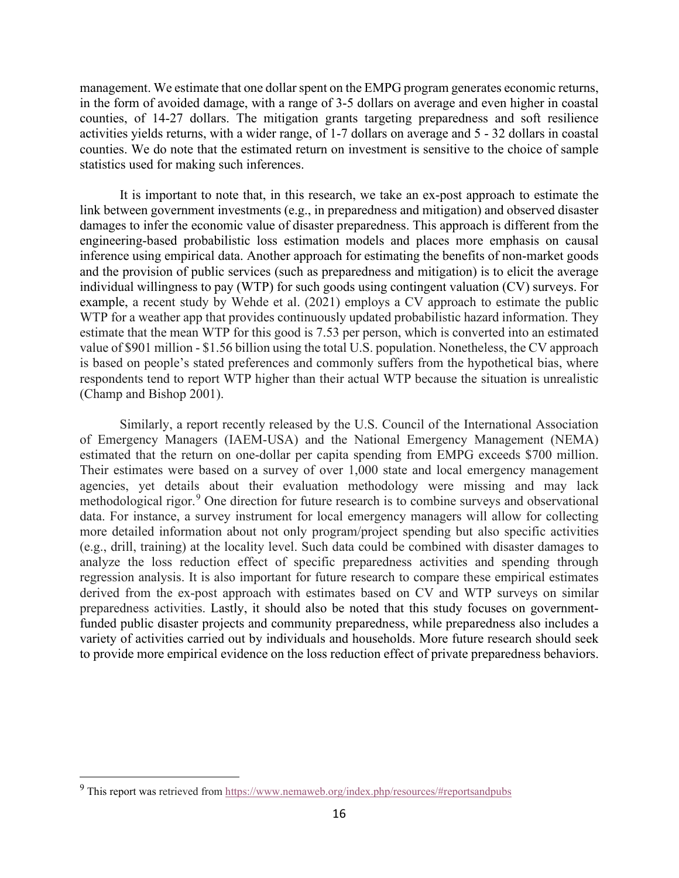management. We estimate that one dollar spent on the EMPG program generates economic returns, in the form of avoided damage, with a range of 3-5 dollars on average and even higher in coastal counties, of 14-27 dollars. The mitigation grants targeting preparedness and soft resilience activities yields returns, with a wider range, of 1-7 dollars on average and 5 - 32 dollars in coastal counties. We do note that the estimated return on investment is sensitive to the choice of sample statistics used for making such inferences.

It is important to note that, in this research, we take an ex-post approach to estimate the link between government investments (e.g., in preparedness and mitigation) and observed disaster damages to infer the economic value of disaster preparedness. This approach is different from the engineering-based probabilistic loss estimation models and places more emphasis on causal inference using empirical data. Another approach for estimating the benefits of non-market goods and the provision of public services (such as preparedness and mitigation) is to elicit the average individual willingness to pay (WTP) for such goods using contingent valuation (CV) surveys. For example, a recent study by Wehde et al. (2021) employs a CV approach to estimate the public WTP for a weather app that provides continuously updated probabilistic hazard information. They estimate that the mean WTP for this good is 7.53 per person, which is converted into an estimated value of $901 million - $1.56 billion using the total U.S. population. Nonetheless, the CV approach is based on people's stated preferences and commonly suffers from the hypothetical bias, where respondents tend to report WTP higher than their actual WTP because the situation is unrealistic (Champ and Bishop 2001).

Similarly, a report recently released by the U.S. Council of the International Association of Emergency Managers (IAEM-USA) and the National Emergency Management (NEMA) estimated that the return on one-dollar per capita spending from EMPG exceeds $700 million. Their estimates were based on a survey of over 1,000 state and local emergency management agencies, yet details about their evaluation methodology were missing and may lack methodological rigor.[9] One direction for future research is to combine surveys and observational data. For instance, a survey instrument for local emergency managers will allow for collecting more detailed information about not only program/project spending but also specific activities (e.g., drill, training) at the locality level. Such data could be combined with disaster damages to analyze the loss reduction effect of specific preparedness activities and spending through regression analysis. It is also important for future research to compare these empirical estimates derived from the ex-post approach with estimates based on CV and WTP surveys on similar preparedness activities. Lastly, it should also be noted that this study focuses on government-funded public disaster projects and community preparedness, while preparedness also includes a variety of activities carried out by individuals and households. More future research should seek to provide more empirical evidence on the loss reduction effect of private preparedness behaviors.

---

[9] This report was retrieved from https://www.nemaweb.org/index.php/resources/#reportsandpubs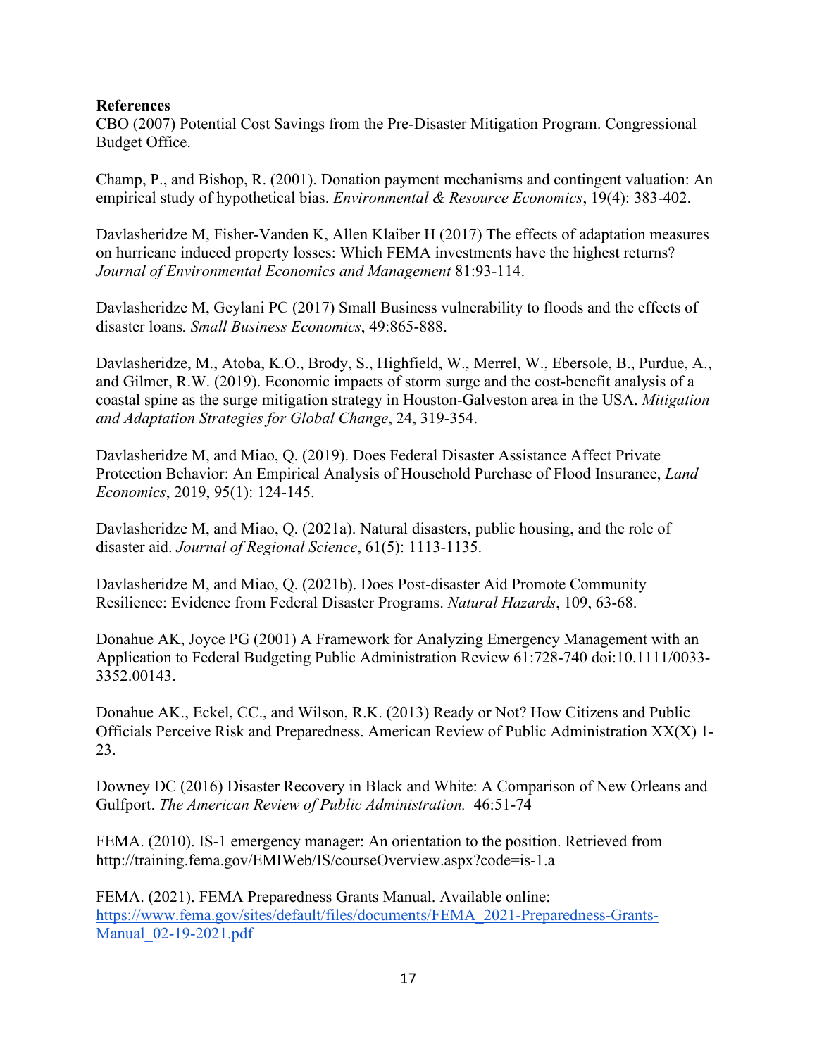**References**

CBO (2007) Potential Cost Savings from the Pre-Disaster Mitigation Program. Congressional Budget Office.

Champ, P., and Bishop, R. (2001). Donation payment mechanisms and contingent valuation: An empirical study of hypothetical bias. *Environmental & Resource Economics*, 19(4): 383-402.

Davlasheridze M, Fisher-Vanden K, Allen Klaiber H (2017) The effects of adaptation measures on hurricane induced property losses: Which FEMA investments have the highest returns? *Journal of Environmental Economics and Management* 81:93-114.

Davlasheridze M, Geylani PC (2017) Small Business vulnerability to floods and the effects of disaster loans*. Small Business Economics*, 49:865-888.

Davlasheridze, M., Atoba, K.O., Brody, S., Highfield, W., Merrel, W., Ebersole, B., Purdue, A., and Gilmer, R.W. (2019). Economic impacts of storm surge and the cost-benefit analysis of a coastal spine as the surge mitigation strategy in Houston-Galveston area in the USA. *Mitigation and Adaptation Strategies for Global Change*, 24, 319-354.

Davlasheridze M, and Miao, Q. (2019). Does Federal Disaster Assistance Affect Private Protection Behavior: An Empirical Analysis of Household Purchase of Flood Insurance, *Land Economics*, 2019, 95(1): 124-145.

Davlasheridze M, and Miao, Q. (2021a). Natural disasters, public housing, and the role of disaster aid. *Journal of Regional Science*, 61(5): 1113-1135.

Davlasheridze M, and Miao, Q. (2021b). Does Post-disaster Aid Promote Community Resilience: Evidence from Federal Disaster Programs. *Natural Hazards*, 109, 63-68.

Donahue AK, Joyce PG (2001) A Framework for Analyzing Emergency Management with an Application to Federal Budgeting Public Administration Review 61:728-740 doi:10.1111/0033-3352.00143.

Donahue AK., Eckel, CC., and Wilson, R.K. (2013) Ready or Not? How Citizens and Public Officials Perceive Risk and Preparedness. American Review of Public Administration XX(X) 1-23.

Downey DC (2016) Disaster Recovery in Black and White: A Comparison of New Orleans and Gulfport. *The American Review of Public Administration.* 46:51-74

FEMA. (2010). IS-1 emergency manager: An orientation to the position. Retrieved from http://training.fema.gov/EMIWeb/IS/courseOverview.aspx?code=is-1.a

FEMA. (2021). FEMA Preparedness Grants Manual. Available online: https://www.fema.gov/sites/default/files/documents/FEMA_2021-Preparedness-Grants-Manual_02-19-2021.pdf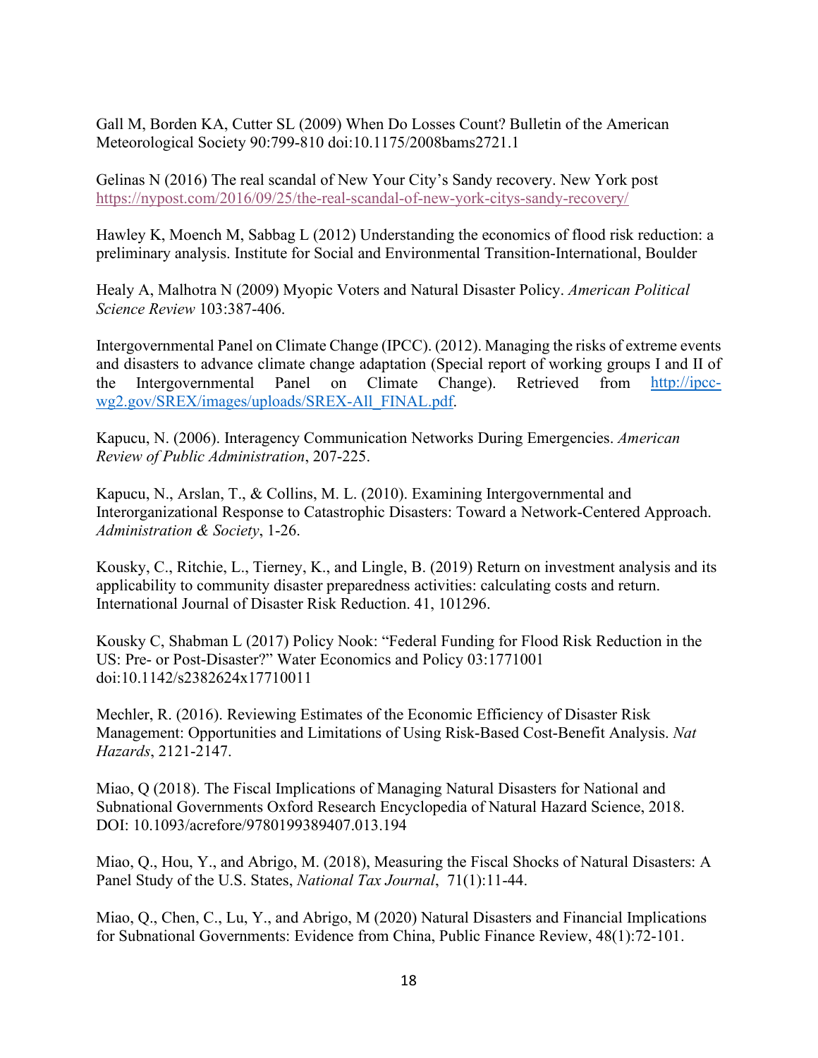Gall M, Borden KA, Cutter SL (2009) When Do Losses Count? Bulletin of the American Meteorological Society 90:799-810 doi:10.1175/2008bams2721.1

Gelinas N (2016) The real scandal of New Your City's Sandy recovery. New York post https://nypost.com/2016/09/25/the-real-scandal-of-new-york-citys-sandy-recovery/

Hawley K, Moench M, Sabbag L (2012) Understanding the economics of flood risk reduction: a preliminary analysis. Institute for Social and Environmental Transition-International, Boulder

Healy A, Malhotra N (2009) Myopic Voters and Natural Disaster Policy. *American Political Science Review* 103:387-406.

Intergovernmental Panel on Climate Change (IPCC). (2012). Managing the risks of extreme events and disasters to advance climate change adaptation (Special report of working groups I and II of the Intergovernmental Panel on Climate Change). Retrieved from http://ipcc-wg2.gov/SREX/images/uploads/SREX-All_FINAL.pdf.

Kapucu, N. (2006). Interagency Communication Networks During Emergencies. *American Review of Public Administration*, 207-225.

Kapucu, N., Arslan, T., & Collins, M. L. (2010). Examining Intergovernmental and Interorganizational Response to Catastrophic Disasters: Toward a Network-Centered Approach. *Administration & Society*, 1-26.

Kousky, C., Ritchie, L., Tierney, K., and Lingle, B. (2019) Return on investment analysis and its applicability to community disaster preparedness activities: calculating costs and return. International Journal of Disaster Risk Reduction. 41, 101296.

Kousky C, Shabman L (2017) Policy Nook: "Federal Funding for Flood Risk Reduction in the US: Pre- or Post-Disaster?" Water Economics and Policy 03:1771001 doi:10.1142/s2382624x17710011

Mechler, R. (2016). Reviewing Estimates of the Economic Efficiency of Disaster Risk Management: Opportunities and Limitations of Using Risk-Based Cost-Benefit Analysis. *Nat Hazards*, 2121-2147.

Miao, Q (2018). The Fiscal Implications of Managing Natural Disasters for National and Subnational Governments Oxford Research Encyclopedia of Natural Hazard Science, 2018. DOI: 10.1093/acrefore/9780199389407.013.194

Miao, Q., Hou, Y., and Abrigo, M. (2018), Measuring the Fiscal Shocks of Natural Disasters: A Panel Study of the U.S. States, *National Tax Journal*, 71(1):11-44.

Miao, Q., Chen, C., Lu, Y., and Abrigo, M (2020) Natural Disasters and Financial Implications for Subnational Governments: Evidence from China, Public Finance Review, 48(1):72-101.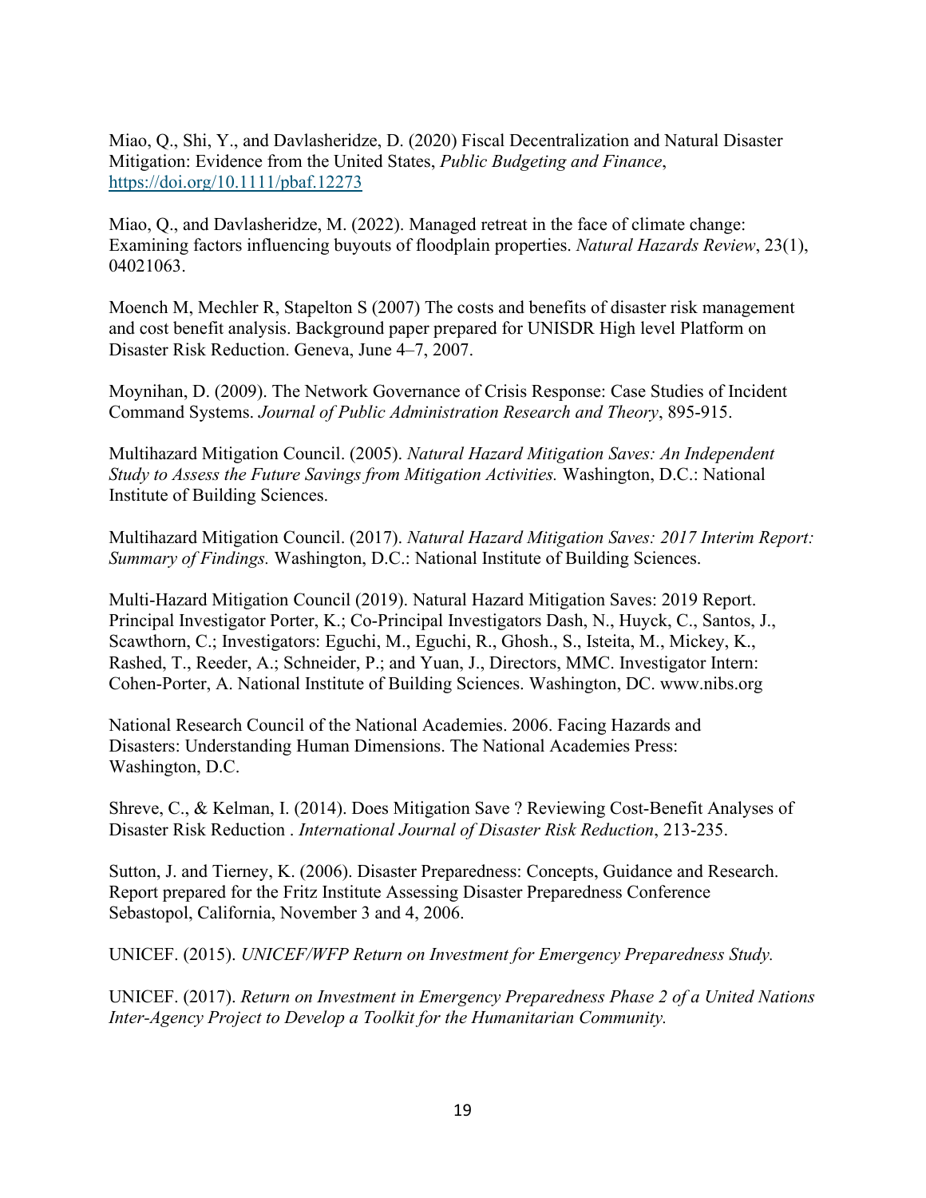Miao, Q., Shi, Y., and Davlasheridze, D. (2020) Fiscal Decentralization and Natural Disaster Mitigation: Evidence from the United States, *Public Budgeting and Finance*, https://doi.org/10.1111/pbaf.12273

Miao, Q., and Davlasheridze, M. (2022). Managed retreat in the face of climate change: Examining factors influencing buyouts of floodplain properties. *Natural Hazards Review*, 23(1), 04021063.

Moench M, Mechler R, Stapelton S (2007) The costs and benefits of disaster risk management and cost benefit analysis. Background paper prepared for UNISDR High level Platform on Disaster Risk Reduction. Geneva, June 4–7, 2007.

Moynihan, D. (2009). The Network Governance of Crisis Response: Case Studies of Incident Command Systems. *Journal of Public Administration Research and Theory*, 895-915.

Multihazard Mitigation Council. (2005). *Natural Hazard Mitigation Saves: An Independent Study to Assess the Future Savings from Mitigation Activities.* Washington, D.C.: National Institute of Building Sciences.

Multihazard Mitigation Council. (2017). *Natural Hazard Mitigation Saves: 2017 Interim Report: Summary of Findings.* Washington, D.C.: National Institute of Building Sciences.

Multi-Hazard Mitigation Council (2019). Natural Hazard Mitigation Saves: 2019 Report. Principal Investigator Porter, K.; Co-Principal Investigators Dash, N., Huyck, C., Santos, J., Scawthorn, C.; Investigators: Eguchi, M., Eguchi, R., Ghosh., S., Isteita, M., Mickey, K., Rashed, T., Reeder, A.; Schneider, P.; and Yuan, J., Directors, MMC. Investigator Intern: Cohen-Porter, A. National Institute of Building Sciences. Washington, DC. www.nibs.org

National Research Council of the National Academies. 2006. Facing Hazards and Disasters: Understanding Human Dimensions. The National Academies Press: Washington, D.C.

Shreve, C., & Kelman, I. (2014). Does Mitigation Save ? Reviewing Cost-Benefit Analyses of Disaster Risk Reduction . *International Journal of Disaster Risk Reduction*, 213-235.

Sutton, J. and Tierney, K. (2006). Disaster Preparedness: Concepts, Guidance and Research. Report prepared for the Fritz Institute Assessing Disaster Preparedness Conference Sebastopol, California, November 3 and 4, 2006.

UNICEF. (2015). *UNICEF/WFP Return on Investment for Emergency Preparedness Study.*

UNICEF. (2017). *Return on Investment in Emergency Preparedness Phase 2 of a United Nations Inter-Agency Project to Develop a Toolkit for the Humanitarian Community.*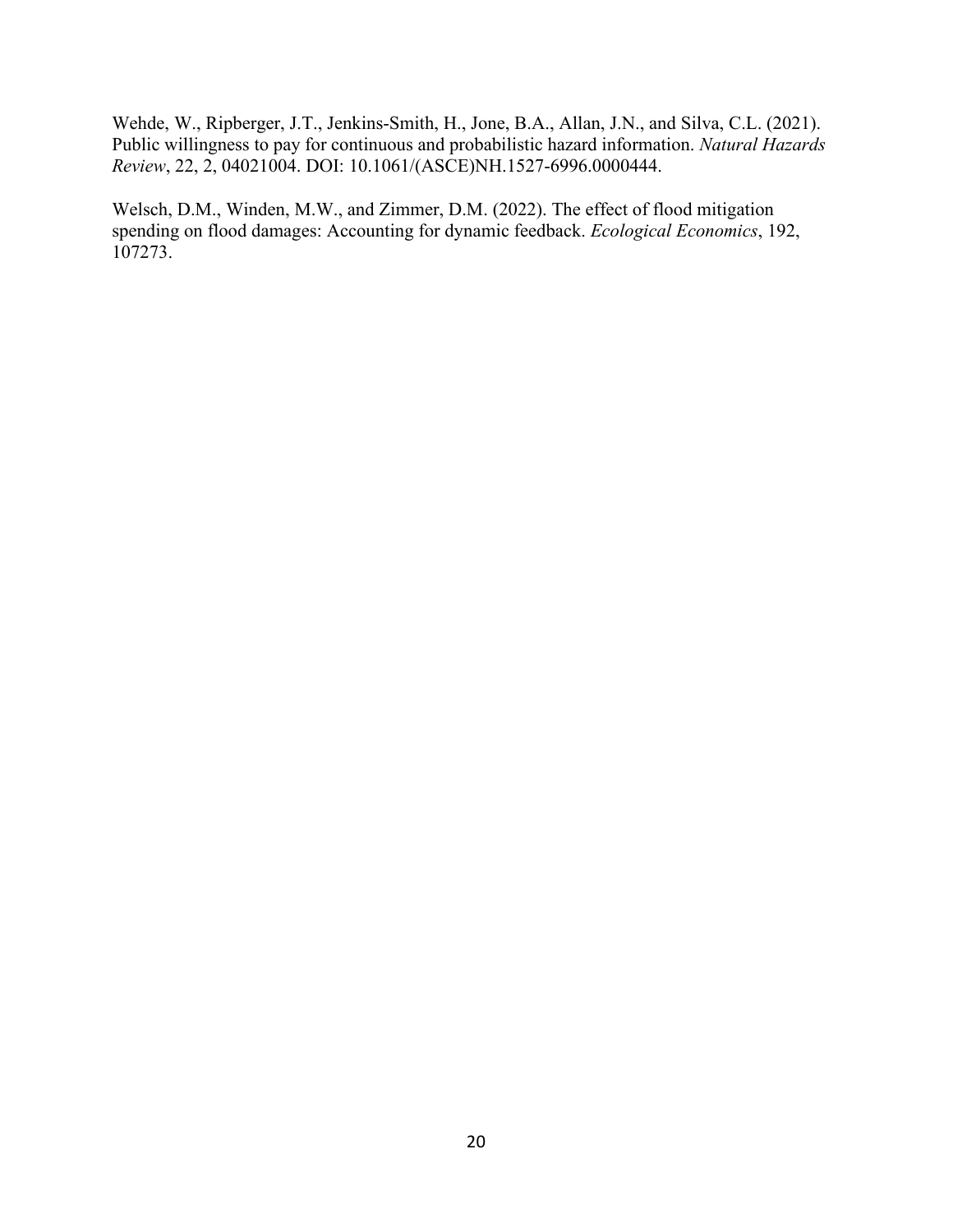Wehde, W., Ripberger, J.T., Jenkins-Smith, H., Jone, B.A., Allan, J.N., and Silva, C.L. (2021). Public willingness to pay for continuous and probabilistic hazard information. *Natural Hazards Review*, 22, 2, 04021004. DOI: 10.1061/(ASCE)NH.1527-6996.0000444.

Welsch, D.M., Winden, M.W., and Zimmer, D.M. (2022). The effect of flood mitigation spending on flood damages: Accounting for dynamic feedback. *Ecological Economics*, 192, 107273.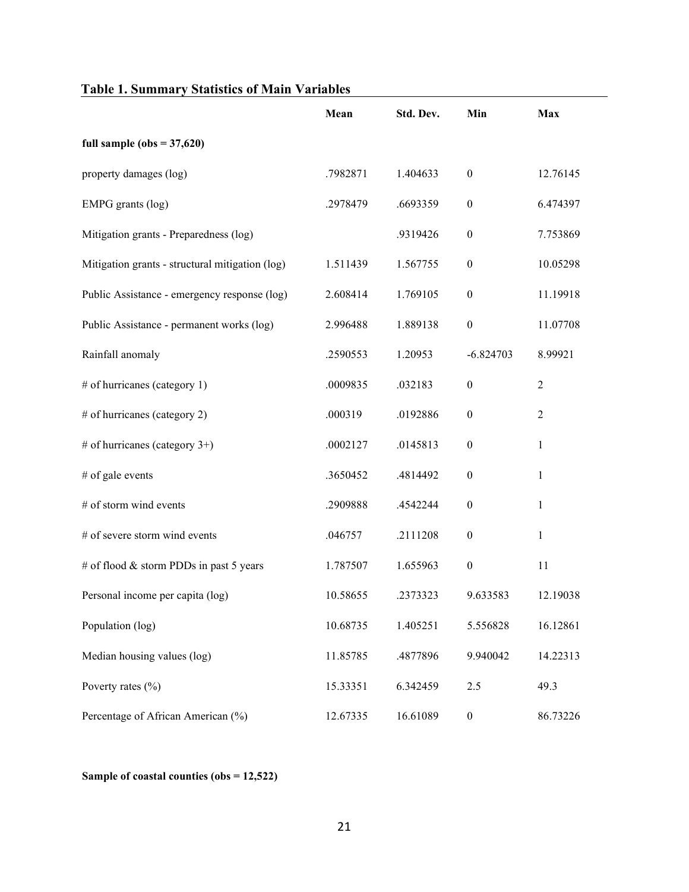**Table 1. Summary Statistics of Main Variables**

| | Mean | Std. Dev. | Min | Max |
|---|---|---|---|---|
| **full sample (obs = 37,620)** | | | | |
| property damages (log) | .7982871 | 1.404633 | 0 | 12.76145 |
| EMPG grants (log) | .2978479 | .6693359 | 0 | 6.474397 |
| Mitigation grants - Preparedness (log) | | .9319426 | 0 | 7.753869 |
| Mitigation grants - structural mitigation (log) | 1.511439 | 1.567755 | 0 | 10.05298 |
| Public Assistance - emergency response (log) | 2.608414 | 1.769105 | 0 | 11.19918 |
| Public Assistance - permanent works (log) | 2.996488 | 1.889138 | 0 | 11.07708 |
| Rainfall anomaly | .2590553 | 1.20953 | -6.824703 | 8.99921 |
| # of hurricanes (category 1) | .0009835 | .032183 | 0 | 2 |
| # of hurricanes (category 2) | .000319 | .0192886 | 0 | 2 |
| # of hurricanes (category 3+) | .0002127 | .0145813 | 0 | 1 |
| # of gale events | .3650452 | .4814492 | 0 | 1 |
| # of storm wind events | .2909888 | .4542244 | 0 | 1 |
| # of severe storm wind events | .046757 | .2111208 | 0 | 1 |
| # of flood & storm PDDs in past 5 years | 1.787507 | 1.655963 | 0 | 11 |
| Personal income per capita (log) | 10.58655 | .2373323 | 9.633583 | 12.19038 |
| Population (log) | 10.68735 | 1.405251 | 5.556828 | 16.12861 |
| Median housing values (log) | 11.85785 | .4877896 | 9.940042 | 14.22313 |
| Poverty rates (%) | 15.33351 | 6.342459 | 2.5 | 49.3 |
| Percentage of African American (%) | 12.67335 | 16.61089 | 0 | 86.73226 |
| **Sample of coastal counties (obs = 12,522)** | | | | |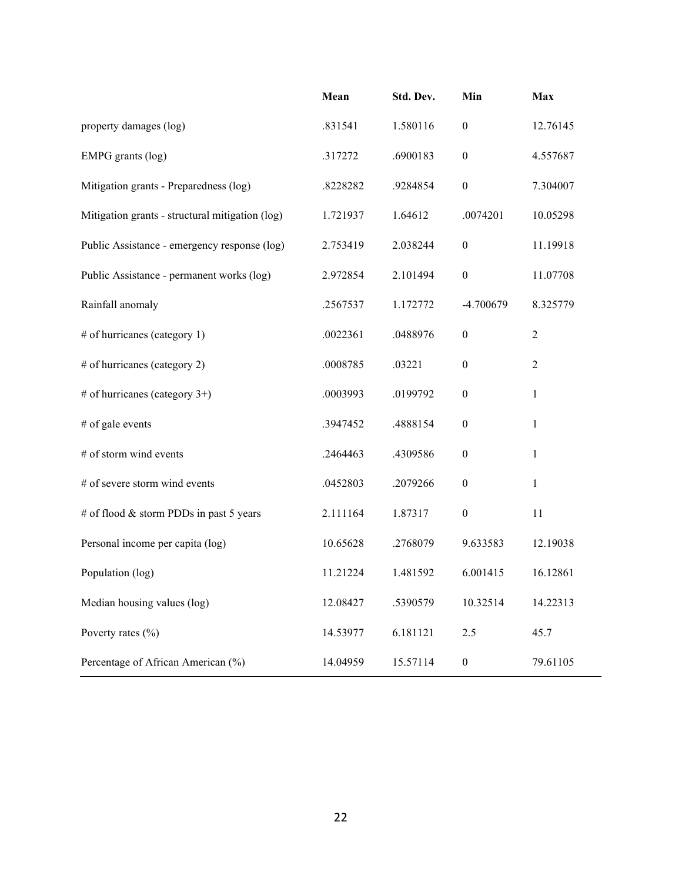| | Mean | Std. Dev. | Min | Max |
|---|---|---|---|---|
| property damages (log) | .831541 | 1.580116 | 0 | 12.76145 |
| EMPG grants (log) | .317272 | .6900183 | 0 | 4.557687 |
| Mitigation grants - Preparedness (log) | .8228282 | .9284854 | 0 | 7.304007 |
| Mitigation grants - structural mitigation (log) | 1.721937 | 1.64612 | .0074201 | 10.05298 |
| Public Assistance - emergency response (log) | 2.753419 | 2.038244 | 0 | 11.19918 |
| Public Assistance - permanent works (log) | 2.972854 | 2.101494 | 0 | 11.07708 |
| Rainfall anomaly | .2567537 | 1.172772 | -4.700679 | 8.325779 |
| # of hurricanes (category 1) | .0022361 | .0488976 | 0 | 2 |
| # of hurricanes (category 2) | .0008785 | .03221 | 0 | 2 |
| # of hurricanes (category 3+) | .0003993 | .0199792 | 0 | 1 |
| # of gale events | .3947452 | .4888154 | 0 | 1 |
| # of storm wind events | .2464463 | .4309586 | 0 | 1 |
| # of severe storm wind events | .0452803 | .2079266 | 0 | 1 |
| # of flood & storm PDDs in past 5 years | 2.111164 | 1.87317 | 0 | 11 |
| Personal income per capita (log) | 10.65628 | .2768079 | 9.633583 | 12.19038 |
| Population (log) | 11.21224 | 1.481592 | 6.001415 | 16.12861 |
| Median housing values (log) | 12.08427 | .5390579 | 10.32514 | 14.22313 |
| Poverty rates (%) | 14.53977 | 6.181121 | 2.5 | 45.7 |
| Percentage of African American (%) | 14.04959 | 15.57114 | 0 | 79.61105 |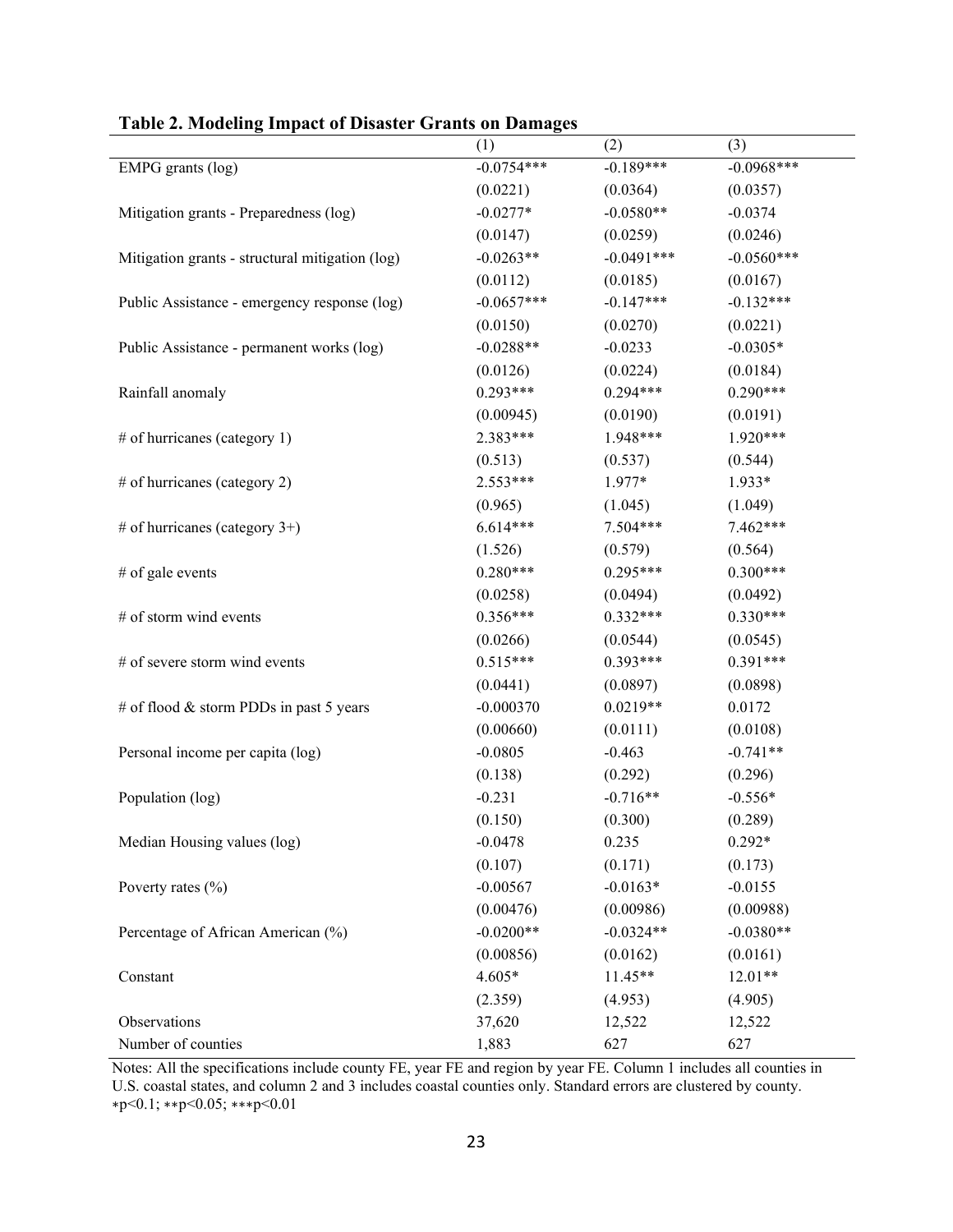**Table 2. Modeling Impact of Disaster Grants on Damages**

| | (1) | (2) | (3) |
|---|---|---|---|
| EMPG grants (log) | -0.0754*** | -0.189*** | -0.0968*** |
| | (0.0221) | (0.0364) | (0.0357) |
| Mitigation grants - Preparedness (log) | -0.0277* | -0.0580** | -0.0374 |
| | (0.0147) | (0.0259) | (0.0246) |
| Mitigation grants - structural mitigation (log) | -0.0263** | -0.0491*** | -0.0560*** |
| | (0.0112) | (0.0185) | (0.0167) |
| Public Assistance - emergency response (log) | -0.0657*** | -0.147*** | -0.132*** |
| | (0.0150) | (0.0270) | (0.0221) |
| Public Assistance - permanent works (log) | -0.0288** | -0.0233 | -0.0305* |
| | (0.0126) | (0.0224) | (0.0184) |
| Rainfall anomaly | 0.293*** | 0.294*** | 0.290*** |
| | (0.00945) | (0.0190) | (0.0191) |
| # of hurricanes (category 1) | 2.383*** | 1.948*** | 1.920*** |
| | (0.513) | (0.537) | (0.544) |
| # of hurricanes (category 2) | 2.553*** | 1.977* | 1.933* |
| | (0.965) | (1.045) | (1.049) |
| # of hurricanes (category 3+) | 6.614*** | 7.504*** | 7.462*** |
| | (1.526) | (0.579) | (0.564) |
| # of gale events | 0.280*** | 0.295*** | 0.300*** |
| | (0.0258) | (0.0494) | (0.0492) |
| # of storm wind events | 0.356*** | 0.332*** | 0.330*** |
| | (0.0266) | (0.0544) | (0.0545) |
| # of severe storm wind events | 0.515*** | 0.393*** | 0.391*** |
| | (0.0441) | (0.0897) | (0.0898) |
| # of flood & storm PDDs in past 5 years | -0.000370 | 0.0219** | 0.0172 |
| | (0.00660) | (0.0111) | (0.0108) |
| Personal income per capita (log) | -0.0805 | -0.463 | -0.741** |
| | (0.138) | (0.292) | (0.296) |
| Population (log) | -0.231 | -0.716** | -0.556* |
| | (0.150) | (0.300) | (0.289) |
| Median Housing values (log) | -0.0478 | 0.235 | 0.292* |
| | (0.107) | (0.171) | (0.173) |
| Poverty rates (%) | -0.00567 | -0.0163* | -0.0155 |
| | (0.00476) | (0.00986) | (0.00988) |
| Percentage of African American (%) | -0.0200** | -0.0324** | -0.0380** |
| | (0.00856) | (0.0162) | (0.0161) |
| Constant | 4.605* | 11.45** | 12.01** |
| | (2.359) | (4.953) | (4.905) |
| Observations | 37,620 | 12,522 | 12,522 |
| Number of counties | 1,883 | 627 | 627 |

Notes: All the specifications include county FE, year FE and region by year FE. Column 1 includes all counties in U.S. coastal states, and column 2 and 3 includes coastal counties only. Standard errors are clustered by county. *p<0.1; **p<0.05; ***p<0.01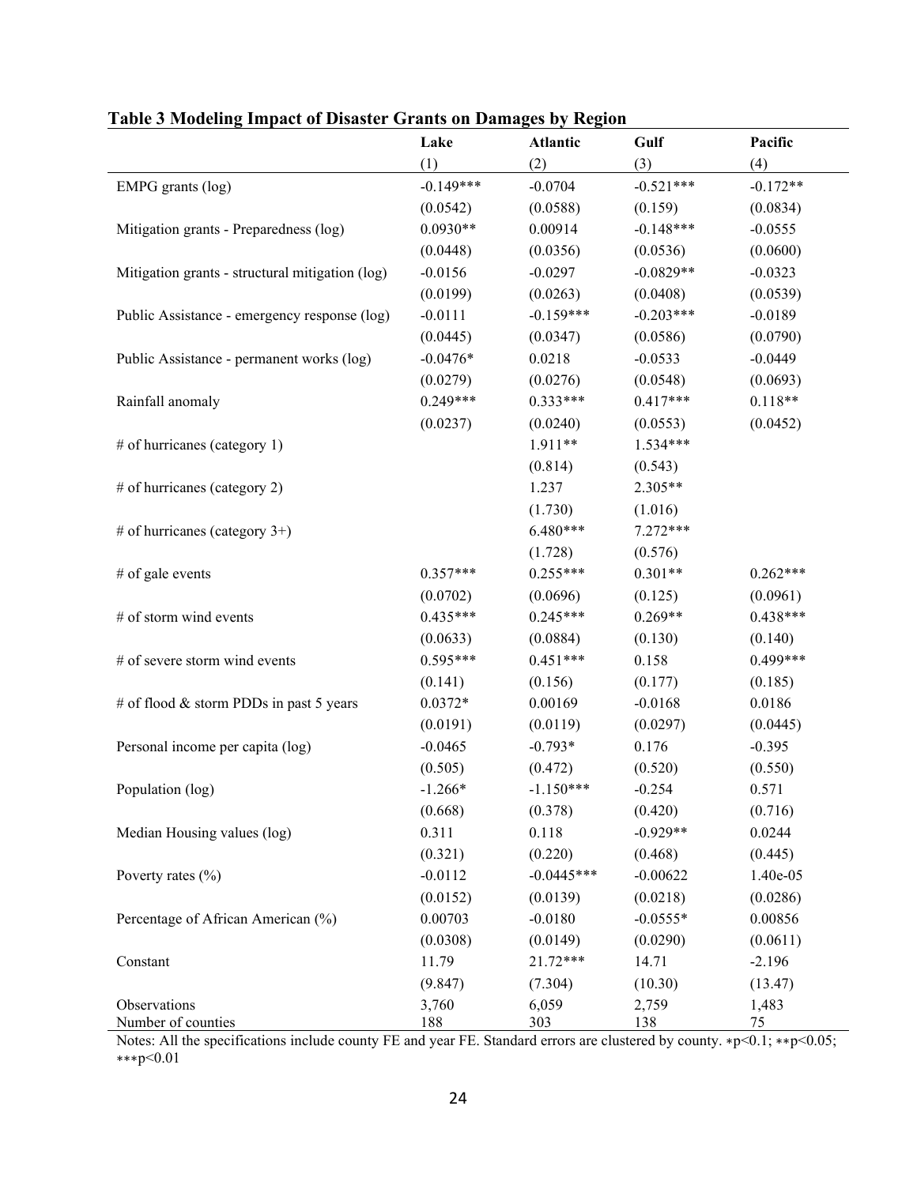**Table 3 Modeling Impact of Disaster Grants on Damages by Region**

| | Lake | Atlantic | Gulf | Pacific |
|---|---|---|---|---|
| | (1) | (2) | (3) | (4) |
| EMPG grants (log) | -0.149*** | -0.0704 | -0.521*** | -0.172** |
| | (0.0542) | (0.0588) | (0.159) | (0.0834) |
| Mitigation grants - Preparedness (log) | 0.0930** | 0.00914 | -0.148*** | -0.0555 |
| | (0.0448) | (0.0356) | (0.0536) | (0.0600) |
| Mitigation grants - structural mitigation (log) | -0.0156 | -0.0297 | -0.0829** | -0.0323 |
| | (0.0199) | (0.0263) | (0.0408) | (0.0539) |
| Public Assistance - emergency response (log) | -0.0111 | -0.159*** | -0.203*** | -0.0189 |
| | (0.0445) | (0.0347) | (0.0586) | (0.0790) |
| Public Assistance - permanent works (log) | -0.0476* | 0.0218 | -0.0533 | -0.0449 |
| | (0.0279) | (0.0276) | (0.0548) | (0.0693) |
| Rainfall anomaly | 0.249*** | 0.333*** | 0.417*** | 0.118** |
| | (0.0237) | (0.0240) | (0.0553) | (0.0452) |
| # of hurricanes (category 1) | | 1.911** | 1.534*** | |
| | | (0.814) | (0.543) | |
| # of hurricanes (category 2) | | 1.237 | 2.305** | |
| | | (1.730) | (1.016) | |
| # of hurricanes (category 3+) | | 6.480*** | 7.272*** | |
| | | (1.728) | (0.576) | |
| # of gale events | 0.357*** | 0.255*** | 0.301** | 0.262*** |
| | (0.0702) | (0.0696) | (0.125) | (0.0961) |
| # of storm wind events | 0.435*** | 0.245*** | 0.269** | 0.438*** |
| | (0.0633) | (0.0884) | (0.130) | (0.140) |
| # of severe storm wind events | 0.595*** | 0.451*** | 0.158 | 0.499*** |
| | (0.141) | (0.156) | (0.177) | (0.185) |
| # of flood & storm PDDs in past 5 years | 0.0372* | 0.00169 | -0.0168 | 0.0186 |
| | (0.0191) | (0.0119) | (0.0297) | (0.0445) |
| Personal income per capita (log) | -0.0465 | -0.793* | 0.176 | -0.395 |
| | (0.505) | (0.472) | (0.520) | (0.550) |
| Population (log) | -1.266* | -1.150*** | -0.254 | 0.571 |
| | (0.668) | (0.378) | (0.420) | (0.716) |
| Median Housing values (log) | 0.311 | 0.118 | -0.929** | 0.0244 |
| | (0.321) | (0.220) | (0.468) | (0.445) |
| Poverty rates (%) | -0.0112 | -0.0445*** | -0.00622 | 1.40e-05 |
| | (0.0152) | (0.0139) | (0.0218) | (0.0286) |
| Percentage of African American (%) | 0.00703 | -0.0180 | -0.0555* | 0.00856 |
| | (0.0308) | (0.0149) | (0.0290) | (0.0611) |
| Constant | 11.79 | 21.72*** | 14.71 | -2.196 |
| | (9.847) | (7.304) | (10.30) | (13.47) |
| Observations | 3,760 | 6,059 | 2,759 | 1,483 |
| Number of counties | 188 | 303 | 138 | 75 |

Notes: All the specifications include county FE and year FE. Standard errors are clustered by county. ∗p<0.1; ∗∗p<0.05; ∗∗∗p<0.01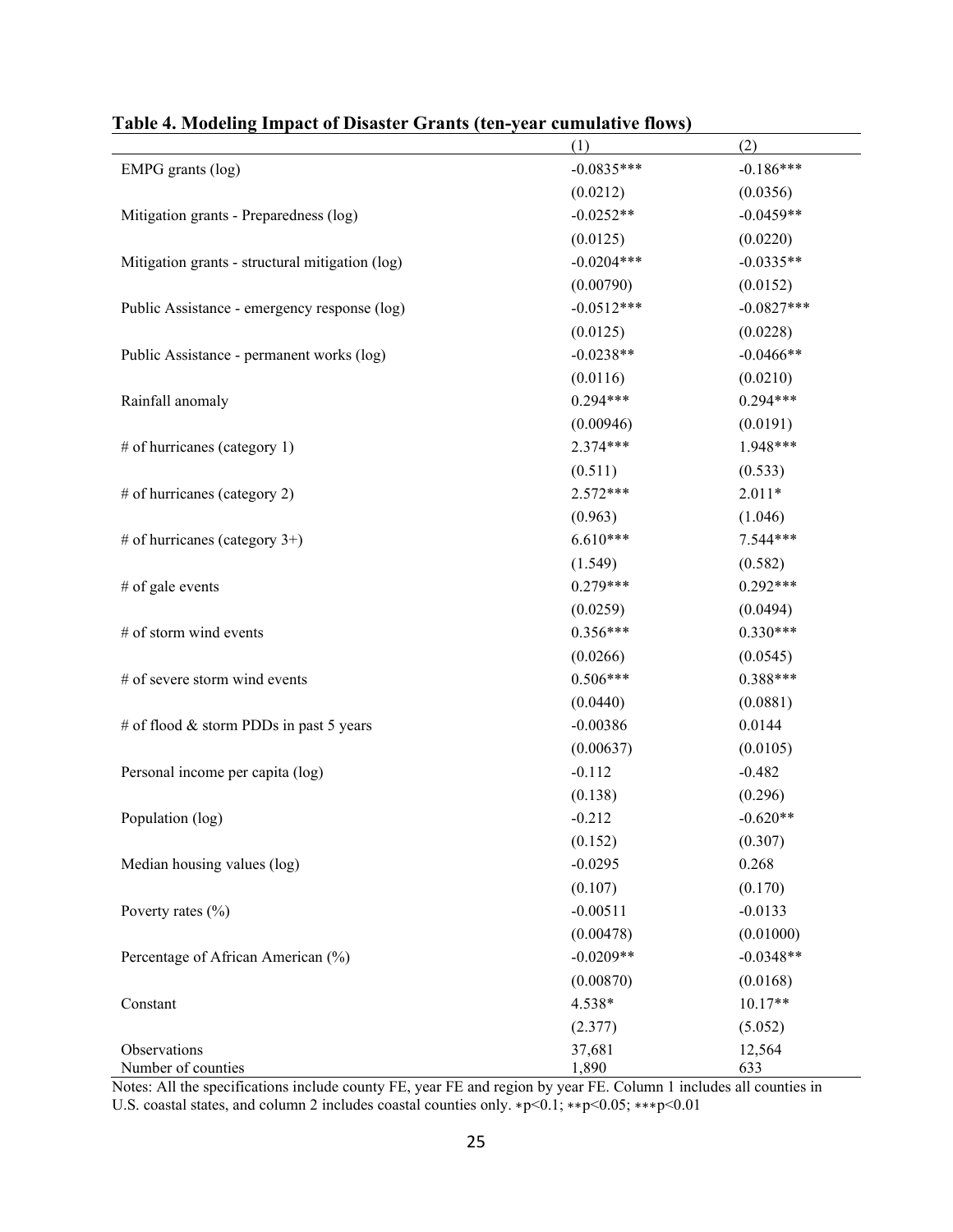**Table 4. Modeling Impact of Disaster Grants (ten-year cumulative flows)**

| | (1) | (2) |
|---|---|---|
| EMPG grants (log) | -0.0835*** | -0.186*** |
| | (0.0212) | (0.0356) |
| Mitigation grants - Preparedness (log) | -0.0252** | -0.0459** |
| | (0.0125) | (0.0220) |
| Mitigation grants - structural mitigation (log) | -0.0204*** | -0.0335** |
| | (0.00790) | (0.0152) |
| Public Assistance - emergency response (log) | -0.0512*** | -0.0827*** |
| | (0.0125) | (0.0228) |
| Public Assistance - permanent works (log) | -0.0238** | -0.0466** |
| | (0.0116) | (0.0210) |
| Rainfall anomaly | 0.294*** | 0.294*** |
| | (0.00946) | (0.0191) |
| # of hurricanes (category 1) | 2.374*** | 1.948*** |
| | (0.511) | (0.533) |
| # of hurricanes (category 2) | 2.572*** | 2.011* |
| | (0.963) | (1.046) |
| # of hurricanes (category 3+) | 6.610*** | 7.544*** |
| | (1.549) | (0.582) |
| # of gale events | 0.279*** | 0.292*** |
| | (0.0259) | (0.0494) |
| # of storm wind events | 0.356*** | 0.330*** |
| | (0.0266) | (0.0545) |
| # of severe storm wind events | 0.506*** | 0.388*** |
| | (0.0440) | (0.0881) |
| # of flood & storm PDDs in past 5 years | -0.00386 | 0.0144 |
| | (0.00637) | (0.0105) |
| Personal income per capita (log) | -0.112 | -0.482 |
| | (0.138) | (0.296) |
| Population (log) | -0.212 | -0.620** |
| | (0.152) | (0.307) |
| Median housing values (log) | -0.0295 | 0.268 |
| | (0.107) | (0.170) |
| Poverty rates (%) | -0.00511 | -0.0133 |
| | (0.00478) | (0.01000) |
| Percentage of African American (%) | -0.0209** | -0.0348** |
| | (0.00870) | (0.0168) |
| Constant | 4.538* | 10.17** |
| | (2.377) | (5.052) |
| Observations | 37,681 | 12,564 |
| Number of counties | 1,890 | 633 |

Notes: All the specifications include county FE, year FE and region by year FE. Column 1 includes all counties in U.S. coastal states, and column 2 includes coastal counties only. *p<0.1; **p<0.05; ***p<0.01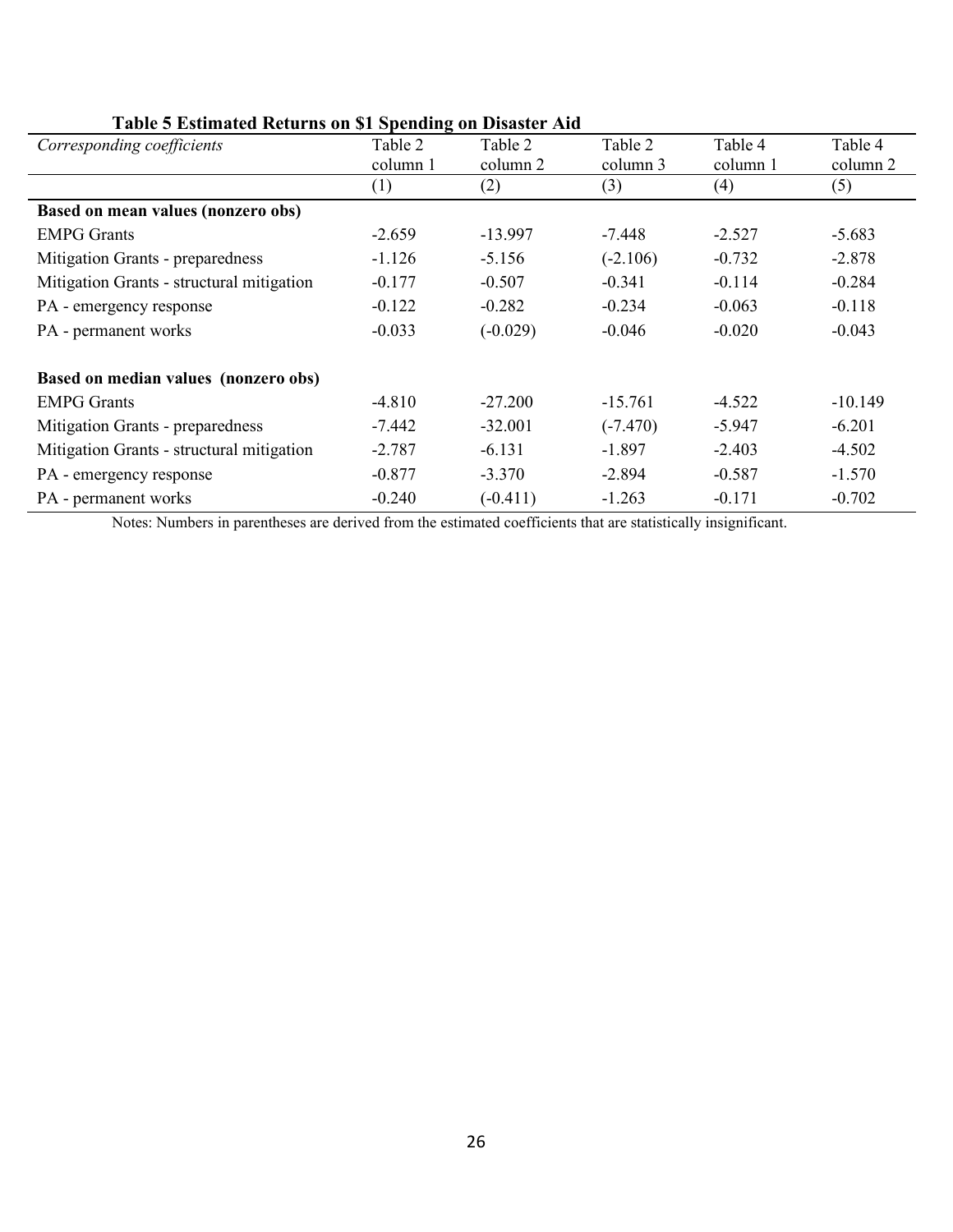**Table 5 Estimated Returns on $1 Spending on Disaster Aid**

| *Corresponding coefficients* | Table 2 column 1 | Table 2 column 2 | Table 2 column 3 | Table 4 column 1 | Table 4 column 2 |
|---|---|---|---|---|---|
| | (1) | (2) | (3) | (4) | (5) |
| **Based on mean values (nonzero obs)** | | | | | |
| EMPG Grants | -2.659 | -13.997 | -7.448 | -2.527 | -5.683 |
| Mitigation Grants - preparedness | -1.126 | -5.156 | (-2.106) | -0.732 | -2.878 |
| Mitigation Grants - structural mitigation | -0.177 | -0.507 | -0.341 | -0.114 | -0.284 |
| PA - emergency response | -0.122 | -0.282 | -0.234 | -0.063 | -0.118 |
| PA - permanent works | -0.033 | (-0.029) | -0.046 | -0.020 | -0.043 |
| **Based on median values (nonzero obs)** | | | | | |
| EMPG Grants | -4.810 | -27.200 | -15.761 | -4.522 | -10.149 |
| Mitigation Grants - preparedness | -7.442 | -32.001 | (-7.470) | -5.947 | -6.201 |
| Mitigation Grants - structural mitigation | -2.787 | -6.131 | -1.897 | -2.403 | -4.502 |
| PA - emergency response | -0.877 | -3.370 | -2.894 | -0.587 | -1.570 |
| PA - permanent works | -0.240 | (-0.411) | -1.263 | -0.171 | -0.702 |

Notes: Numbers in parentheses are derived from the estimated coefficients that are statistically insignificant.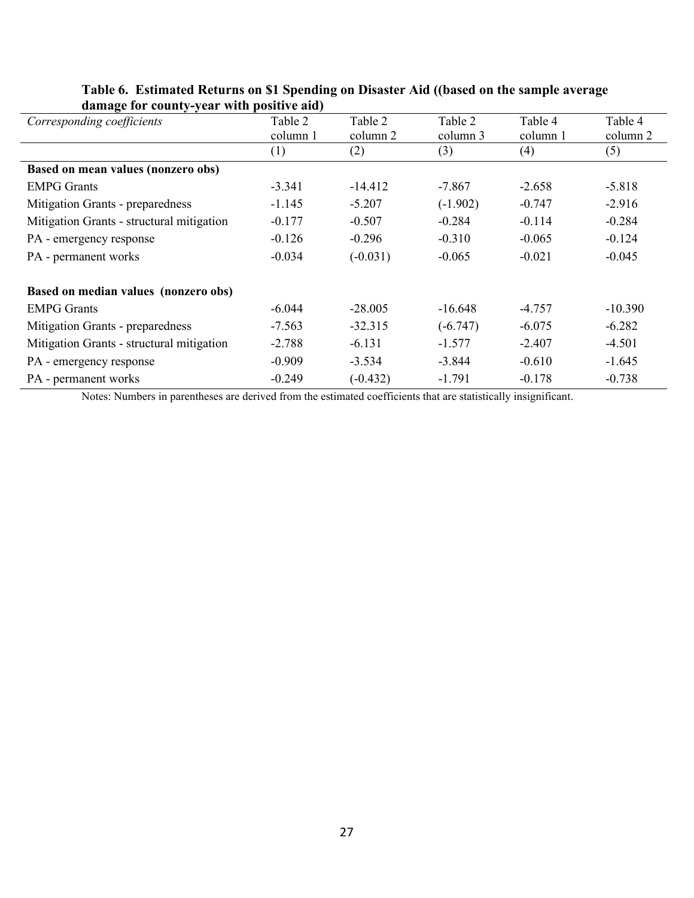**Table 6. Estimated Returns on $1 Spending on Disaster Aid ((based on the sample average damage for county-year with positive aid)**

| *Corresponding coefficients* | Table 2 column 1 | Table 2 column 2 | Table 2 column 3 | Table 4 column 1 | Table 4 column 2 |
|---|---|---|---|---|---|
| | (1) | (2) | (3) | (4) | (5) |
| **Based on mean values (nonzero obs)** | | | | | |
| EMPG Grants | -3.341 | -14.412 | -7.867 | -2.658 | -5.818 |
| Mitigation Grants - preparedness | -1.145 | -5.207 | (-1.902) | -0.747 | -2.916 |
| Mitigation Grants - structural mitigation | -0.177 | -0.507 | -0.284 | -0.114 | -0.284 |
| PA - emergency response | -0.126 | -0.296 | -0.310 | -0.065 | -0.124 |
| PA - permanent works | -0.034 | (-0.031) | -0.065 | -0.021 | -0.045 |
| **Based on median values (nonzero obs)** | | | | | |
| EMPG Grants | -6.044 | -28.005 | -16.648 | -4.757 | -10.390 |
| Mitigation Grants - preparedness | -7.563 | -32.315 | (-6.747) | -6.075 | -6.282 |
| Mitigation Grants - structural mitigation | -2.788 | -6.131 | -1.577 | -2.407 | -4.501 |
| PA - emergency response | -0.909 | -3.534 | -3.844 | -0.610 | -1.645 |
| PA - permanent works | -0.249 | (-0.432) | -1.791 | -0.178 | -0.738 |

Notes: Numbers in parentheses are derived from the estimated coefficients that are statistically insignificant.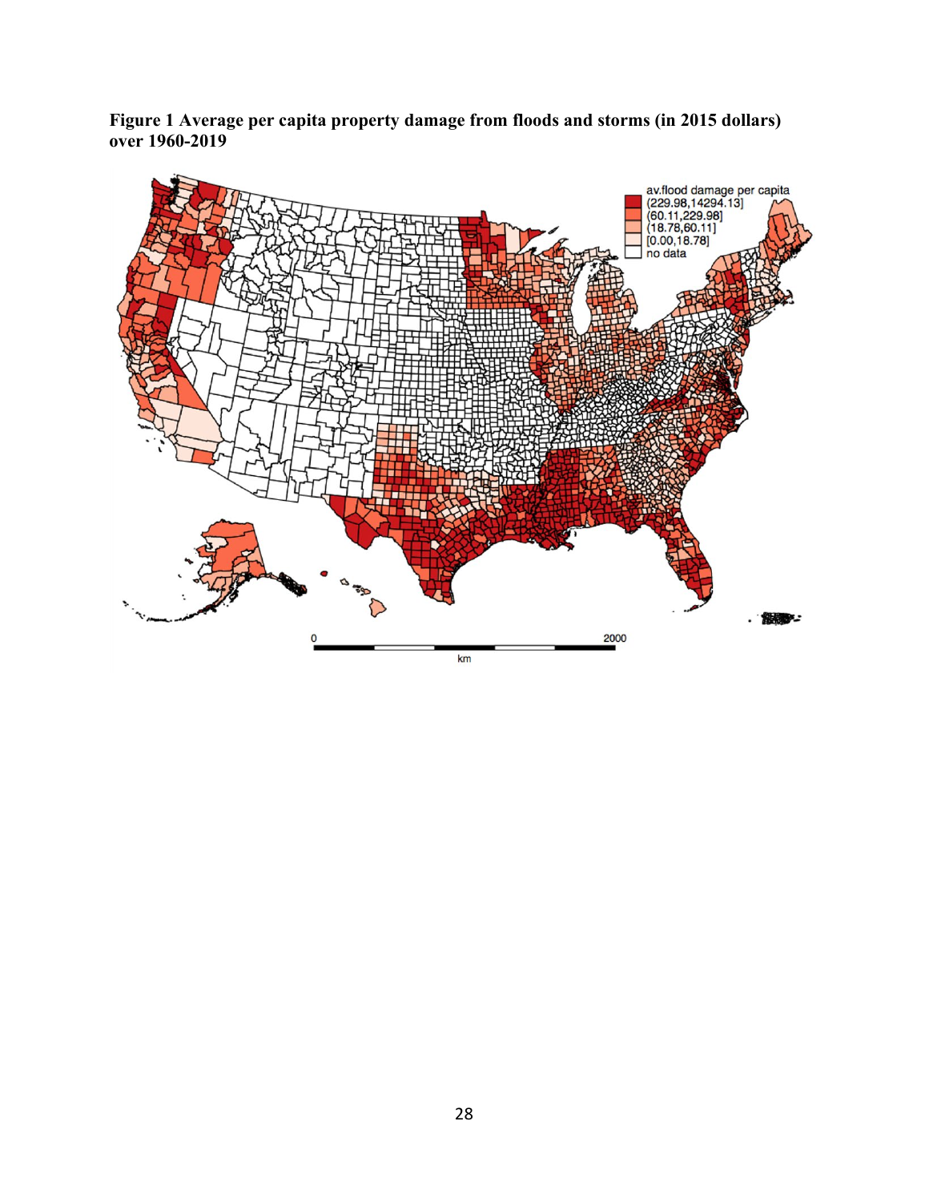**Figure 1 Average per capita property damage from floods and storms (in 2015 dollars) over 1960-2019**

av.flood damage per capita
(229.98,14294.13]
(60.11,229.98]
(18.78,60.11]
[0.00,18.78]
no data

0
2000
km